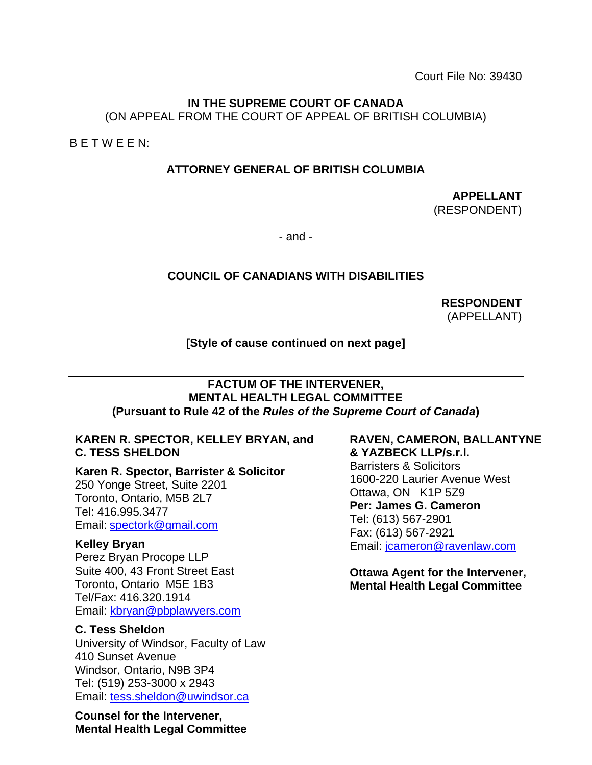Court File No: 39430

**IN THE SUPREME COURT OF CANADA**
(ON APPEAL FROM THE COURT OF APPEAL OF BRITISH COLUMBIA)

B E T W E E N:

**ATTORNEY GENERAL OF BRITISH COLUMBIA**

**APPELLANT**
(RESPONDENT)

- and -

**COUNCIL OF CANADIANS WITH DISABILITIES**

**RESPONDENT**
(APPELLANT)

**[Style of cause continued on next page]**

---

**FACTUM OF THE INTERVENER,**
**MENTAL HEALTH LEGAL COMMITTEE**
**(Pursuant to Rule 42 of the *Rules of the Supreme Court of Canada*)**

---

**KAREN R. SPECTOR, KELLEY BRYAN, and C. TESS SHELDON**

**Karen R. Spector, Barrister & Solicitor**
250 Yonge Street, Suite 2201
Toronto, Ontario, M5B 2L7
Tel: 416.995.3477
Email: spectork@gmail.com

**Kelley Bryan**
Perez Bryan Procope LLP
Suite 400, 43 Front Street East
Toronto, Ontario M5E 1B3
Tel/Fax: 416.320.1914
Email: kbryan@pbplawyers.com

**C. Tess Sheldon**
University of Windsor, Faculty of Law
410 Sunset Avenue
Windsor, Ontario, N9B 3P4
Tel: (519) 253-3000 x 2943
Email: tess.sheldon@uwindsor.ca

**Counsel for the Intervener, Mental Health Legal Committee**

**RAVEN, CAMERON, BALLANTYNE & YAZBECK LLP/s.r.l.**
Barristers & Solicitors
1600-220 Laurier Avenue West
Ottawa, ON K1P 5Z9
**Per: James G. Cameron**
Tel: (613) 567-2901
Fax: (613) 567-2921
Email: jcameron@ravenlaw.com

**Ottawa Agent for the Intervener, Mental Health Legal Committee**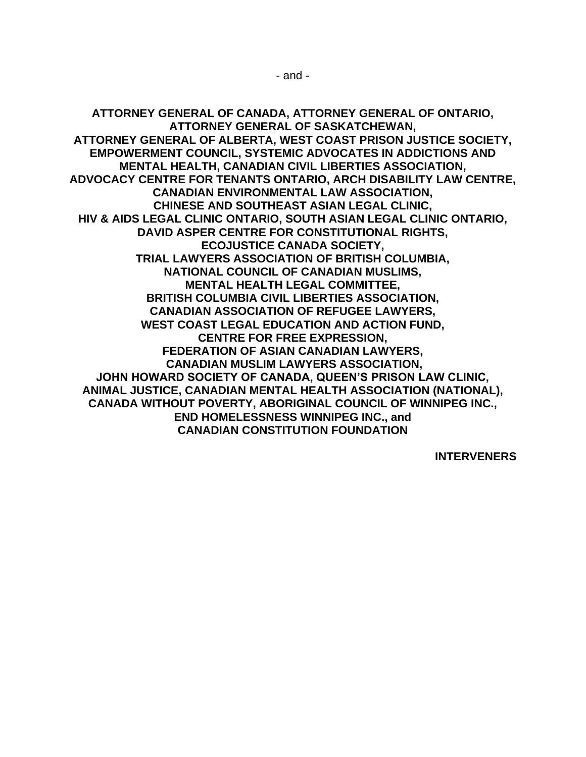- and -

**ATTORNEY GENERAL OF CANADA, ATTORNEY GENERAL OF ONTARIO,**
**ATTORNEY GENERAL OF SASKATCHEWAN,**
**ATTORNEY GENERAL OF ALBERTA, WEST COAST PRISON JUSTICE SOCIETY,**
**EMPOWERMENT COUNCIL, SYSTEMIC ADVOCATES IN ADDICTIONS AND MENTAL HEALTH, CANADIAN CIVIL LIBERTIES ASSOCIATION,**
**ADVOCACY CENTRE FOR TENANTS ONTARIO, ARCH DISABILITY LAW CENTRE,**
**CANADIAN ENVIRONMENTAL LAW ASSOCIATION,**
**CHINESE AND SOUTHEAST ASIAN LEGAL CLINIC,**
**HIV & AIDS LEGAL CLINIC ONTARIO, SOUTH ASIAN LEGAL CLINIC ONTARIO,**
**DAVID ASPER CENTRE FOR CONSTITUTIONAL RIGHTS,**
**ECOJUSTICE CANADA SOCIETY,**
**TRIAL LAWYERS ASSOCIATION OF BRITISH COLUMBIA,**
**NATIONAL COUNCIL OF CANADIAN MUSLIMS,**
**MENTAL HEALTH LEGAL COMMITTEE,**
**BRITISH COLUMBIA CIVIL LIBERTIES ASSOCIATION,**
**CANADIAN ASSOCIATION OF REFUGEE LAWYERS,**
**WEST COAST LEGAL EDUCATION AND ACTION FUND,**
**CENTRE FOR FREE EXPRESSION,**
**FEDERATION OF ASIAN CANADIAN LAWYERS,**
**CANADIAN MUSLIM LAWYERS ASSOCIATION,**
**JOHN HOWARD SOCIETY OF CANADA, QUEEN'S PRISON LAW CLINIC,**
**ANIMAL JUSTICE, CANADIAN MENTAL HEALTH ASSOCIATION (NATIONAL),**
**CANADA WITHOUT POVERTY, ABORIGINAL COUNCIL OF WINNIPEG INC.,**
**END HOMELESSNESS WINNIPEG INC., and**
**CANADIAN CONSTITUTION FOUNDATION**

**INTERVENERS**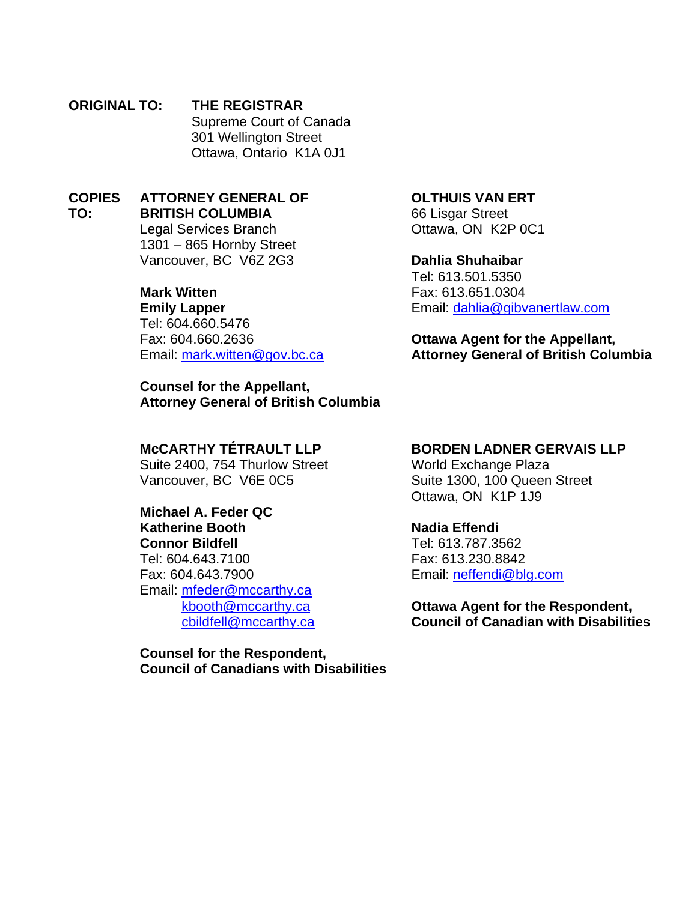**ORIGINAL TO:** **THE REGISTRAR**
Supreme Court of Canada
301 Wellington Street
Ottawa, Ontario K1A 0J1

**COPIES TO:**

**ATTORNEY GENERAL OF BRITISH COLUMBIA**
Legal Services Branch
1301 – 865 Hornby Street
Vancouver, BC V6Z 2G3

**Mark Witten**
**Emily Lapper**
Tel: 604.660.5476
Fax: 604.660.2636
Email: mark.witten@gov.bc.ca

**Counsel for the Appellant, Attorney General of British Columbia**

**OLTHUIS VAN ERT**
66 Lisgar Street
Ottawa, ON K2P 0C1

**Dahlia Shuhaibar**
Tel: 613.501.5350
Fax: 613.651.0304
Email: dahlia@gibvanertlaw.com

**Ottawa Agent for the Appellant, Attorney General of British Columbia**

**McCARTHY TÉTRAULT LLP**
Suite 2400, 754 Thurlow Street
Vancouver, BC V6E 0C5

**Michael A. Feder QC**
**Katherine Booth**
**Connor Bildfell**
Tel: 604.643.7100
Fax: 604.643.7900
Email: mfeder@mccarthy.ca
kbooth@mccarthy.ca
cbildfell@mccarthy.ca

**Counsel for the Respondent, Council of Canadians with Disabilities**

**BORDEN LADNER GERVAIS LLP**
World Exchange Plaza
Suite 1300, 100 Queen Street
Ottawa, ON K1P 1J9

**Nadia Effendi**
Tel: 613.787.3562
Fax: 613.230.8842
Email: neffendi@blg.com

**Ottawa Agent for the Respondent, Council of Canadian with Disabilities**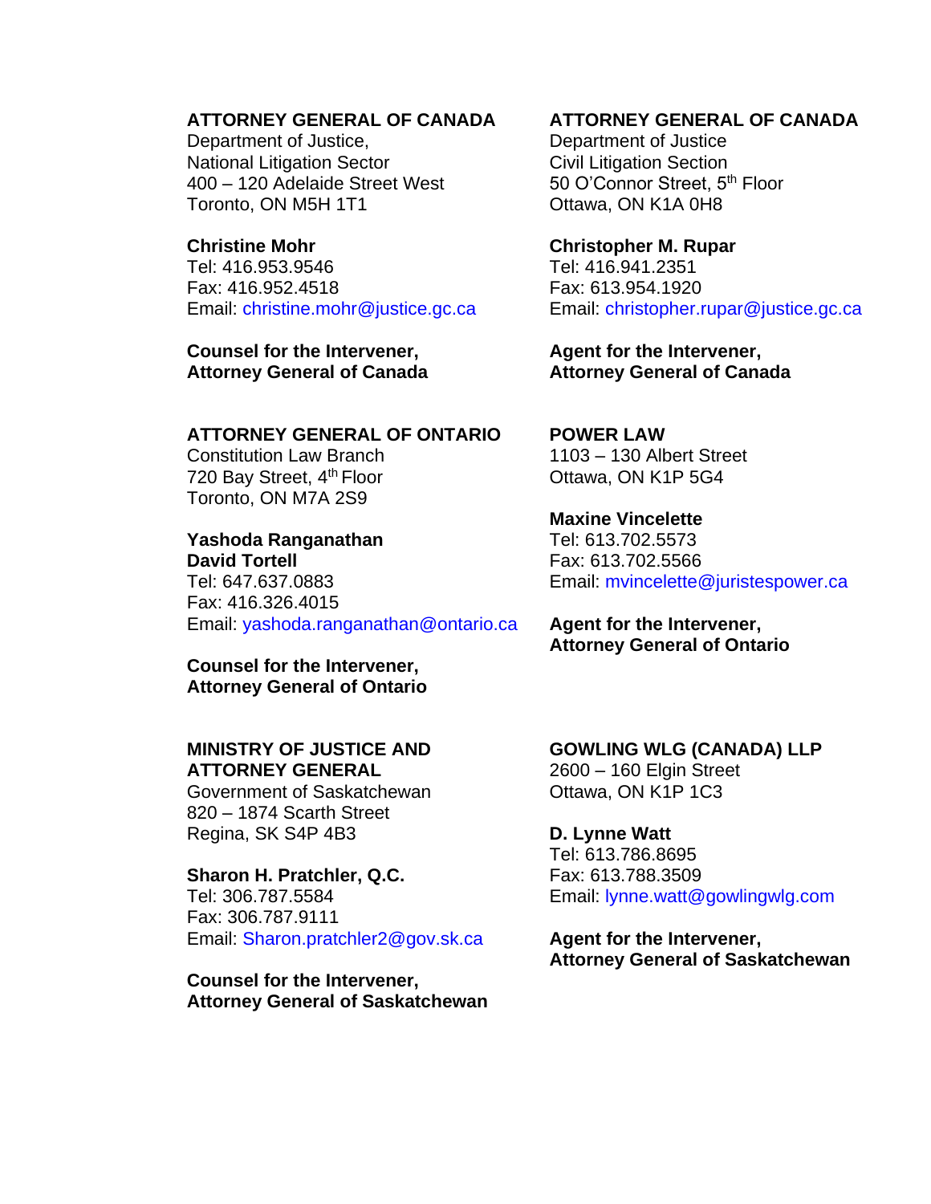**ATTORNEY GENERAL OF CANADA**
Department of Justice,
National Litigation Sector
400 – 120 Adelaide Street West
Toronto, ON M5H 1T1

**Christine Mohr**
Tel: 416.953.9546
Fax: 416.952.4518
Email: christine.mohr@justice.gc.ca

**Counsel for the Intervener,**
**Attorney General of Canada**

**ATTORNEY GENERAL OF CANADA**
Department of Justice
Civil Litigation Section
50 O'Connor Street, 5th Floor
Ottawa, ON K1A 0H8

**Christopher M. Rupar**
Tel: 416.941.2351
Fax: 613.954.1920
Email: christopher.rupar@justice.gc.ca

**Agent for the Intervener,**
**Attorney General of Canada**

**ATTORNEY GENERAL OF ONTARIO**
Constitution Law Branch
720 Bay Street, 4th Floor
Toronto, ON M7A 2S9

**Yashoda Ranganathan**
**David Tortell**
Tel: 647.637.0883
Fax: 416.326.4015
Email: yashoda.ranganathan@ontario.ca

**Counsel for the Intervener,**
**Attorney General of Ontario**

**POWER LAW**
1103 – 130 Albert Street
Ottawa, ON K1P 5G4

**Maxine Vincelette**
Tel: 613.702.5573
Fax: 613.702.5566
Email: mvincelette@juristespower.ca

**Agent for the Intervener,**
**Attorney General of Ontario**

**MINISTRY OF JUSTICE AND ATTORNEY GENERAL**
Government of Saskatchewan
820 – 1874 Scarth Street
Regina, SK S4P 4B3

**Sharon H. Pratchler, Q.C.**
Tel: 306.787.5584
Fax: 306.787.9111
Email: Sharon.pratchler2@gov.sk.ca

**Counsel for the Intervener,**
**Attorney General of Saskatchewan**

**GOWLING WLG (CANADA) LLP**
2600 – 160 Elgin Street
Ottawa, ON K1P 1C3

**D. Lynne Watt**
Tel: 613.786.8695
Fax: 613.788.3509
Email: lynne.watt@gowlingwlg.com

**Agent for the Intervener,**
**Attorney General of Saskatchewan**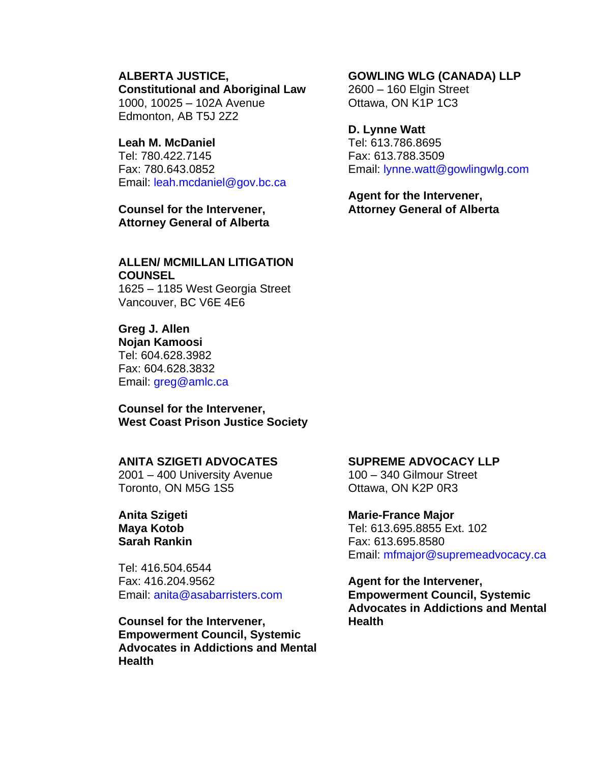**ALBERTA JUSTICE,**
**Constitutional and Aboriginal Law**
1000, 10025 – 102A Avenue
Edmonton, AB T5J 2Z2

**Leah M. McDaniel**
Tel: 780.422.7145
Fax: 780.643.0852
Email: leah.mcdaniel@gov.bc.ca

**Counsel for the Intervener,**
**Attorney General of Alberta**

**GOWLING WLG (CANADA) LLP**
2600 – 160 Elgin Street
Ottawa, ON K1P 1C3

**D. Lynne Watt**
Tel: 613.786.8695
Fax: 613.788.3509
Email: lynne.watt@gowlingwlg.com

**Agent for the Intervener,**
**Attorney General of Alberta**

**ALLEN/ MCMILLAN LITIGATION COUNSEL**
1625 – 1185 West Georgia Street
Vancouver, BC V6E 4E6

**Greg J. Allen**
**Nojan Kamoosi**
Tel: 604.628.3982
Fax: 604.628.3832
Email: greg@amlc.ca

**Counsel for the Intervener,**
**West Coast Prison Justice Society**

**ANITA SZIGETI ADVOCATES**
2001 – 400 University Avenue
Toronto, ON M5G 1S5

**Anita Szigeti**
**Maya Kotob**
**Sarah Rankin**

Tel: 416.504.6544
Fax: 416.204.9562
Email: anita@asabarristers.com

**Counsel for the Intervener,**
**Empowerment Council, Systemic Advocates in Addictions and Mental Health**

**SUPREME ADVOCACY LLP**
100 – 340 Gilmour Street
Ottawa, ON K2P 0R3

**Marie-France Major**
Tel: 613.695.8855 Ext. 102
Fax: 613.695.8580
Email: mfmajor@supremeadvocacy.ca

**Agent for the Intervener,**
**Empowerment Council, Systemic Advocates in Addictions and Mental Health**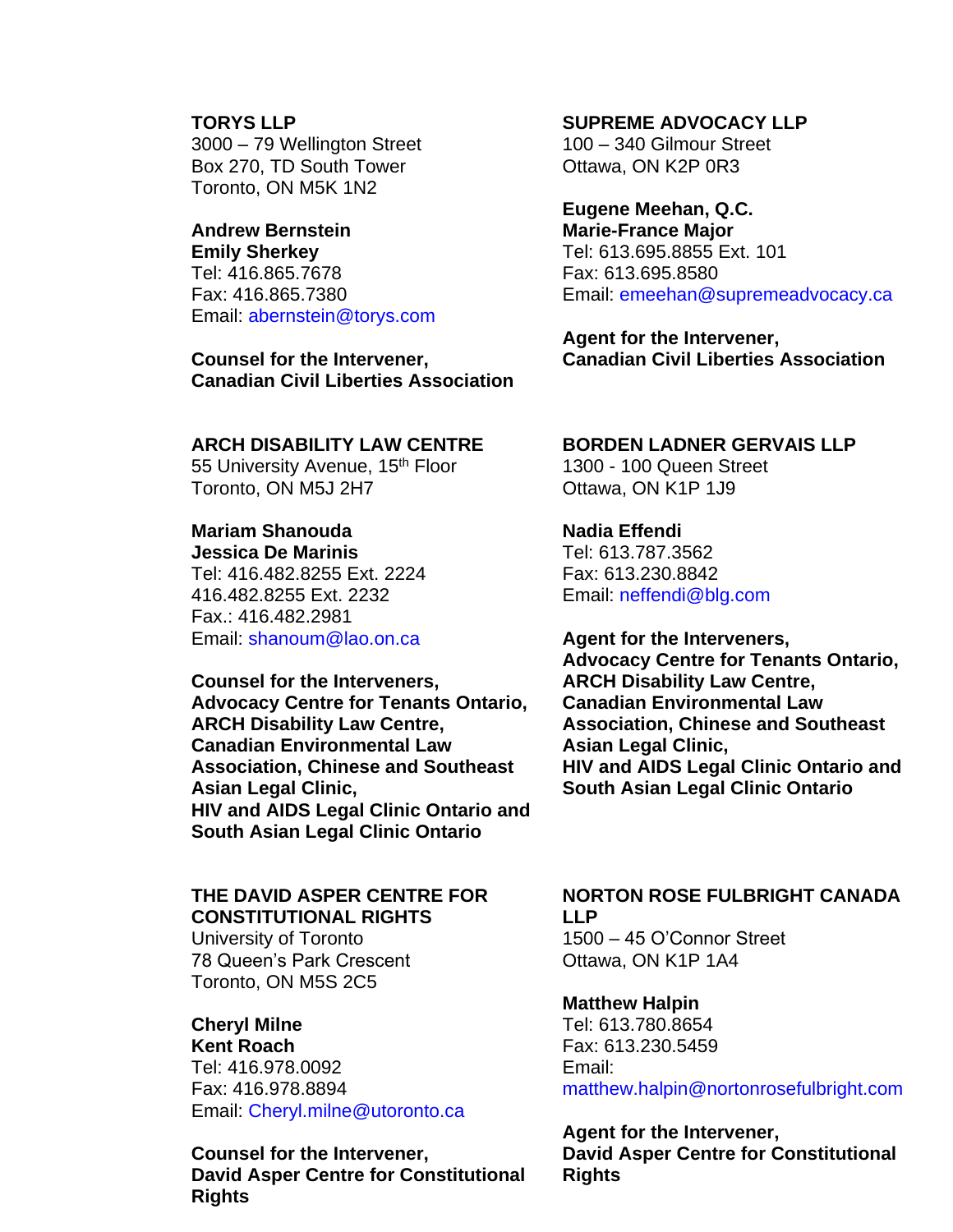**TORYS LLP**
3000 – 79 Wellington Street
Box 270, TD South Tower
Toronto, ON M5K 1N2

**Andrew Bernstein**
**Emily Sherkey**
Tel: 416.865.7678
Fax: 416.865.7380
Email: abernstein@torys.com

**Counsel for the Intervener,**
**Canadian Civil Liberties Association**

**SUPREME ADVOCACY LLP**
100 – 340 Gilmour Street
Ottawa, ON K2P 0R3

**Eugene Meehan, Q.C.**
**Marie-France Major**
Tel: 613.695.8855 Ext. 101
Fax: 613.695.8580
Email: emeehan@supremeadvocacy.ca

**Agent for the Intervener,**
**Canadian Civil Liberties Association**

**ARCH DISABILITY LAW CENTRE**
55 University Avenue, 15th Floor
Toronto, ON M5J 2H7

**Mariam Shanouda**
**Jessica De Marinis**
Tel: 416.482.8255 Ext. 2224
416.482.8255 Ext. 2232
Fax.: 416.482.2981
Email: shanoum@lao.on.ca

**Counsel for the Interveners,**
**Advocacy Centre for Tenants Ontario,**
**ARCH Disability Law Centre,**
**Canadian Environmental Law Association, Chinese and Southeast Asian Legal Clinic,**
**HIV and AIDS Legal Clinic Ontario and South Asian Legal Clinic Ontario**

**BORDEN LADNER GERVAIS LLP**
1300 - 100 Queen Street
Ottawa, ON K1P 1J9

**Nadia Effendi**
Tel: 613.787.3562
Fax: 613.230.8842
Email: neffendi@blg.com

**Agent for the Interveners,**
**Advocacy Centre for Tenants Ontario,**
**ARCH Disability Law Centre,**
**Canadian Environmental Law Association, Chinese and Southeast Asian Legal Clinic,**
**HIV and AIDS Legal Clinic Ontario and South Asian Legal Clinic Ontario**

**THE DAVID ASPER CENTRE FOR CONSTITUTIONAL RIGHTS**
University of Toronto
78 Queen's Park Crescent
Toronto, ON M5S 2C5

**Cheryl Milne**
**Kent Roach**
Tel: 416.978.0092
Fax: 416.978.8894
Email: Cheryl.milne@utoronto.ca

**Counsel for the Intervener,**
**David Asper Centre for Constitutional Rights**

**NORTON ROSE FULBRIGHT CANADA LLP**
1500 – 45 O'Connor Street
Ottawa, ON K1P 1A4

**Matthew Halpin**
Tel: 613.780.8654
Fax: 613.230.5459
Email:
matthew.halpin@nortonrosefulbright.com

**Agent for the Intervener,**
**David Asper Centre for Constitutional Rights**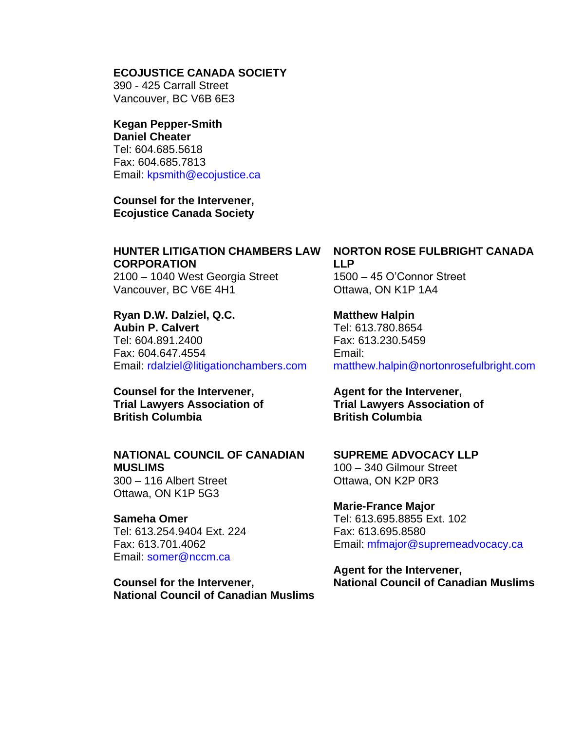**ECOJUSTICE CANADA SOCIETY**
390 - 425 Carrall Street
Vancouver, BC V6B 6E3

**Kegan Pepper-Smith**
**Daniel Cheater**
Tel: 604.685.5618
Fax: 604.685.7813
Email: kpsmith@ecojustice.ca

**Counsel for the Intervener,**
**Ecojustice Canada Society**

**HUNTER LITIGATION CHAMBERS LAW CORPORATION**
2100 – 1040 West Georgia Street
Vancouver, BC V6E 4H1

**Ryan D.W. Dalziel, Q.C.**
**Aubin P. Calvert**
Tel: 604.891.2400
Fax: 604.647.4554
Email: rdalziel@litigationchambers.com

**Counsel for the Intervener,**
**Trial Lawyers Association of British Columbia**

**NORTON ROSE FULBRIGHT CANADA LLP**
1500 – 45 O'Connor Street
Ottawa, ON K1P 1A4

**Matthew Halpin**
Tel: 613.780.8654
Fax: 613.230.5459
Email:
matthew.halpin@nortonrosefulbright.com

**Agent for the Intervener,**
**Trial Lawyers Association of British Columbia**

**NATIONAL COUNCIL OF CANADIAN MUSLIMS**
300 – 116 Albert Street
Ottawa, ON K1P 5G3

**Sameha Omer**
Tel: 613.254.9404 Ext. 224
Fax: 613.701.4062
Email: somer@nccm.ca

**Counsel for the Intervener,**
**National Council of Canadian Muslims**

**SUPREME ADVOCACY LLP**
100 – 340 Gilmour Street
Ottawa, ON K2P 0R3

**Marie-France Major**
Tel: 613.695.8855 Ext. 102
Fax: 613.695.8580
Email: mfmajor@supremeadvocacy.ca

**Agent for the Intervener,**
**National Council of Canadian Muslims**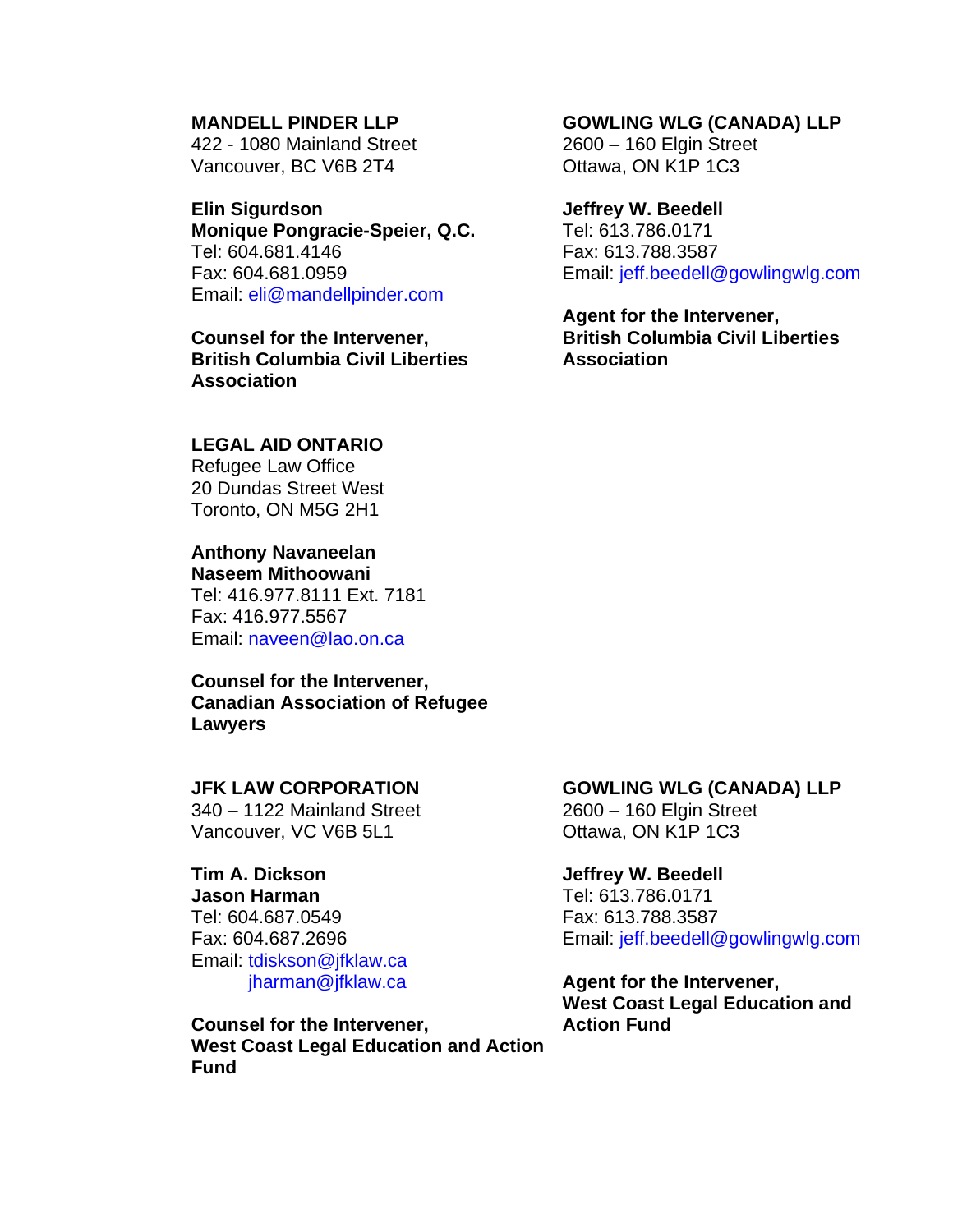**MANDELL PINDER LLP**
422 - 1080 Mainland Street
Vancouver, BC V6B 2T4

**Elin Sigurdson**
**Monique Pongracie-Speier, Q.C.**
Tel: 604.681.4146
Fax: 604.681.0959
Email: eli@mandellpinder.com

**Counsel for the Intervener, British Columbia Civil Liberties Association**

**GOWLING WLG (CANADA) LLP**
2600 – 160 Elgin Street
Ottawa, ON K1P 1C3

**Jeffrey W. Beedell**
Tel: 613.786.0171
Fax: 613.788.3587
Email: jeff.beedell@gowlingwlg.com

**Agent for the Intervener, British Columbia Civil Liberties Association**

**LEGAL AID ONTARIO**
Refugee Law Office
20 Dundas Street West
Toronto, ON M5G 2H1

**Anthony Navaneelan**
**Naseem Mithoowani**
Tel: 416.977.8111 Ext. 7181
Fax: 416.977.5567
Email: naveen@lao.on.ca

**Counsel for the Intervener, Canadian Association of Refugee Lawyers**

**JFK LAW CORPORATION**
340 – 1122 Mainland Street
Vancouver, VC V6B 5L1

**Tim A. Dickson**
**Jason Harman**
Tel: 604.687.0549
Fax: 604.687.2696
Email: tdiskson@jfklaw.ca
jharman@jfklaw.ca

**Counsel for the Intervener, West Coast Legal Education and Action Fund**

**GOWLING WLG (CANADA) LLP**
2600 – 160 Elgin Street
Ottawa, ON K1P 1C3

**Jeffrey W. Beedell**
Tel: 613.786.0171
Fax: 613.788.3587
Email: jeff.beedell@gowlingwlg.com

**Agent for the Intervener, West Coast Legal Education and Action Fund**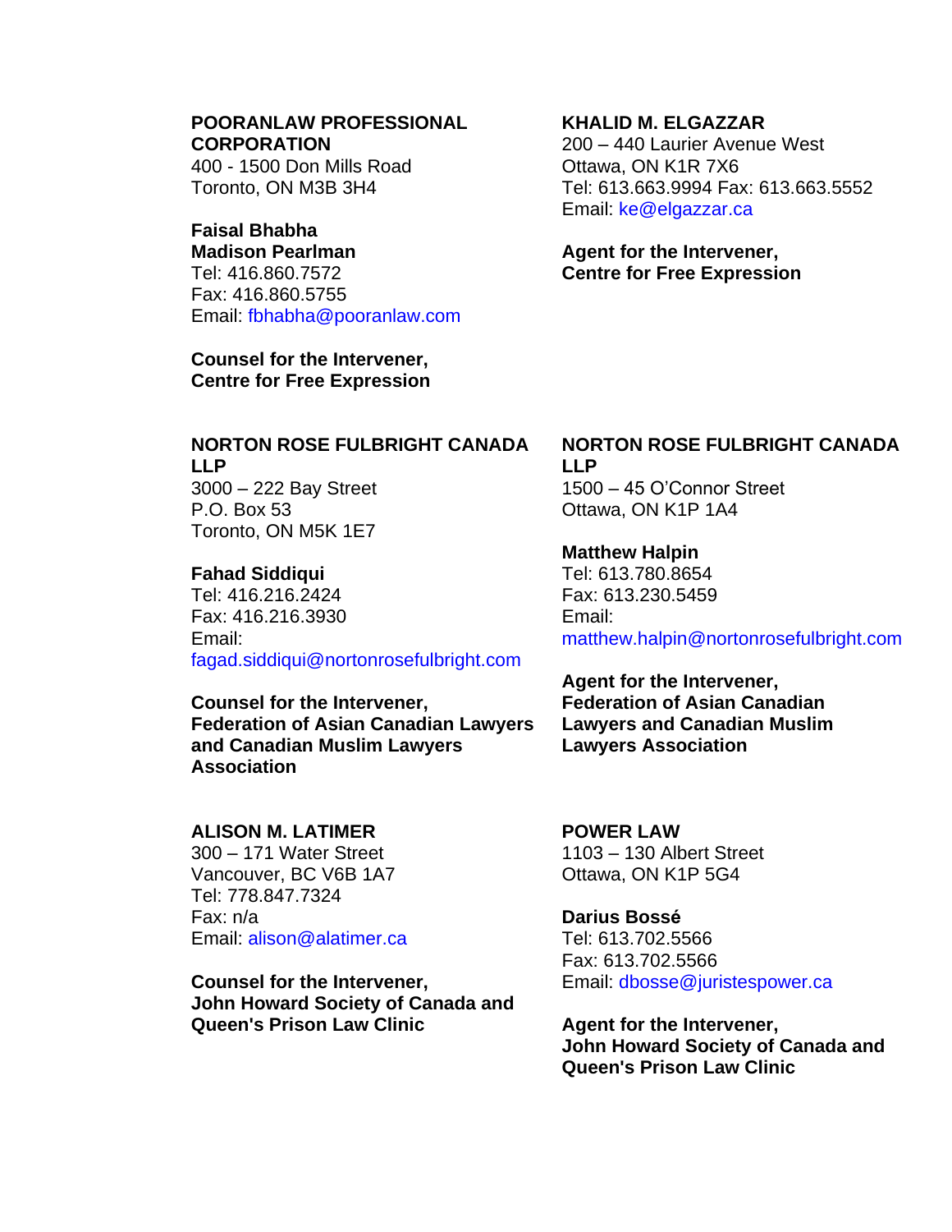**POORANLAW PROFESSIONAL CORPORATION**
400 - 1500 Don Mills Road
Toronto, ON M3B 3H4

**Faisal Bhabha**
**Madison Pearlman**
Tel: 416.860.7572
Fax: 416.860.5755
Email: fbhabha@pooranlaw.com

**Counsel for the Intervener, Centre for Free Expression**

**KHALID M. ELGAZZAR**
200 – 440 Laurier Avenue West
Ottawa, ON K1R 7X6
Tel: 613.663.9994 Fax: 613.663.5552
Email: ke@elgazzar.ca

**Agent for the Intervener, Centre for Free Expression**

**NORTON ROSE FULBRIGHT CANADA LLP**
3000 – 222 Bay Street
P.O. Box 53
Toronto, ON M5K 1E7

**Fahad Siddiqui**
Tel: 416.216.2424
Fax: 416.216.3930
Email:
fagad.siddiqui@nortonrosefulbright.com

**Counsel for the Intervener, Federation of Asian Canadian Lawyers and Canadian Muslim Lawyers Association**

**NORTON ROSE FULBRIGHT CANADA LLP**
1500 – 45 O'Connor Street
Ottawa, ON K1P 1A4

**Matthew Halpin**
Tel: 613.780.8654
Fax: 613.230.5459
Email:
matthew.halpin@nortonrosefulbright.com

**Agent for the Intervener, Federation of Asian Canadian Lawyers and Canadian Muslim Lawyers Association**

**ALISON M. LATIMER**
300 – 171 Water Street
Vancouver, BC V6B 1A7
Tel: 778.847.7324
Fax: n/a
Email: alison@alatimer.ca

**Counsel for the Intervener, John Howard Society of Canada and Queen's Prison Law Clinic**

**POWER LAW**
1103 – 130 Albert Street
Ottawa, ON K1P 5G4

**Darius Bossé**
Tel: 613.702.5566
Fax: 613.702.5566
Email: dbosse@juristespower.ca

**Agent for the Intervener, John Howard Society of Canada and Queen's Prison Law Clinic**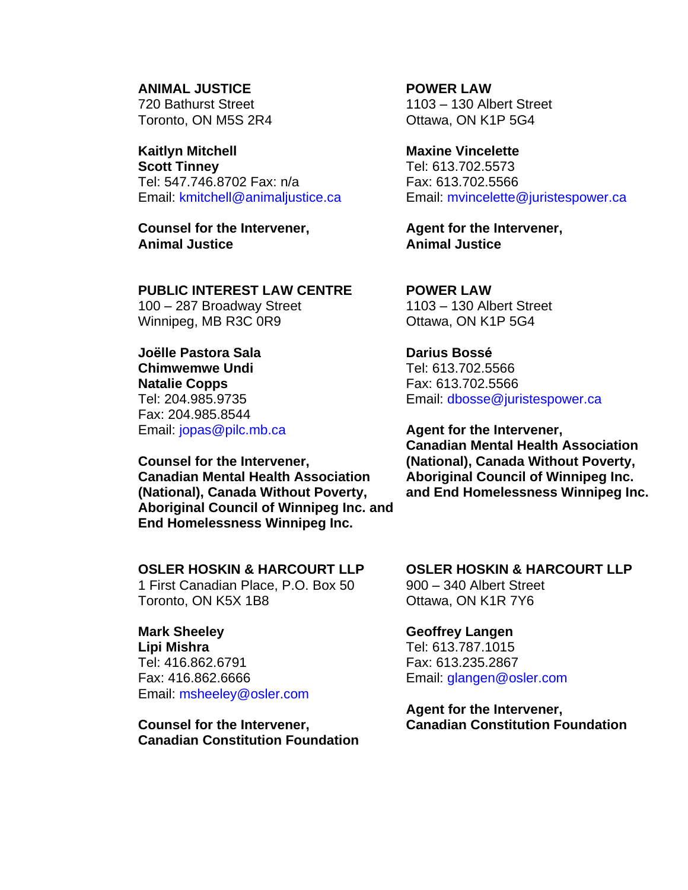**ANIMAL JUSTICE**
720 Bathurst Street
Toronto, ON M5S 2R4

**Kaitlyn Mitchell**
**Scott Tinney**
Tel: 547.746.8702 Fax: n/a
Email: kmitchell@animaljustice.ca

**Counsel for the Intervener,**
**Animal Justice**

**POWER LAW**
1103 – 130 Albert Street
Ottawa, ON K1P 5G4

**Maxine Vincelette**
Tel: 613.702.5573
Fax: 613.702.5566
Email: mvincelette@juristespower.ca

**Agent for the Intervener,**
**Animal Justice**

**PUBLIC INTEREST LAW CENTRE**
100 – 287 Broadway Street
Winnipeg, MB R3C 0R9

**Joëlle Pastora Sala**
**Chimwemwe Undi**
**Natalie Copps**
Tel: 204.985.9735
Fax: 204.985.8544
Email: jopas@pilc.mb.ca

**Counsel for the Intervener,**
**Canadian Mental Health Association (National), Canada Without Poverty, Aboriginal Council of Winnipeg Inc. and End Homelessness Winnipeg Inc.**

**POWER LAW**
1103 – 130 Albert Street
Ottawa, ON K1P 5G4

**Darius Bossé**
Tel: 613.702.5566
Fax: 613.702.5566
Email: dbosse@juristespower.ca

**Agent for the Intervener,**
**Canadian Mental Health Association (National), Canada Without Poverty, Aboriginal Council of Winnipeg Inc. and End Homelessness Winnipeg Inc.**

**OSLER HOSKIN & HARCOURT LLP**
1 First Canadian Place, P.O. Box 50
Toronto, ON K5X 1B8

**Mark Sheeley**
**Lipi Mishra**
Tel: 416.862.6791
Fax: 416.862.6666
Email: msheeley@osler.com

**Counsel for the Intervener,**
**Canadian Constitution Foundation**

**OSLER HOSKIN & HARCOURT LLP**
900 – 340 Albert Street
Ottawa, ON K1R 7Y6

**Geoffrey Langen**
Tel: 613.787.1015
Fax: 613.235.2867
Email: glangen@osler.com

**Agent for the Intervener,**
**Canadian Constitution Foundation**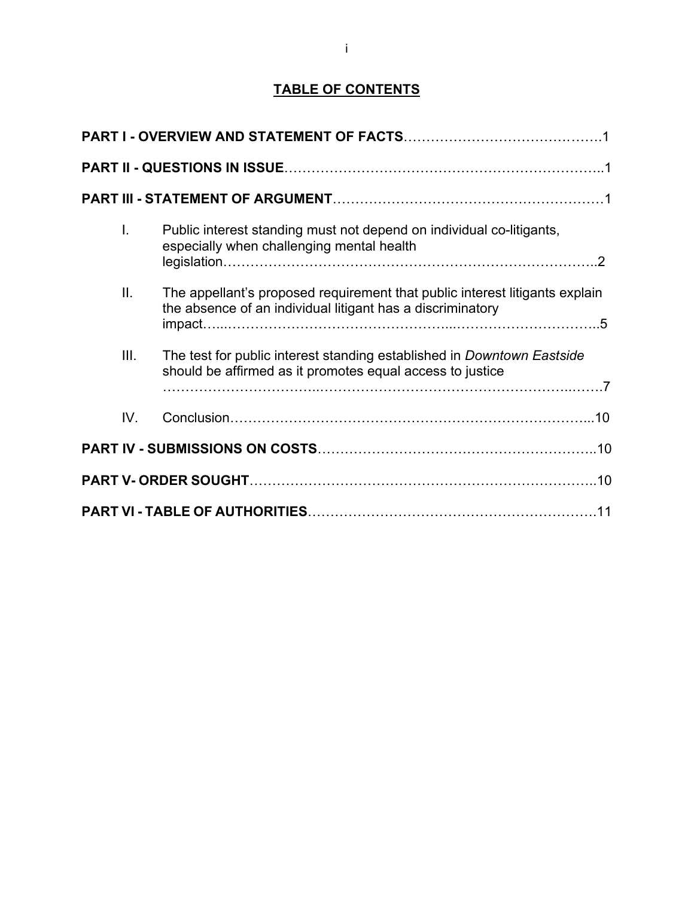## TABLE OF CONTENTS

**PART I - OVERVIEW AND STATEMENT OF FACTS**……………………………………1

**PART II - QUESTIONS IN ISSUE**……………………………………………………..1

**PART III - STATEMENT OF ARGUMENT**……………………………………………1

I. Public interest standing must not depend on individual co-litigants, especially when challenging mental health legislation……………………………………………………………………..2

II. The appellant's proposed requirement that public interest litigants explain the absence of an individual litigant has a discriminatory impact…...………………………………………...…………………………..5

III. The test for public interest standing established in *Downtown Eastside* should be affirmed as it promotes equal access to justice …….……………………...……….……………………………………...…….7

IV. Conclusion……………………………………………………………………...10

**PART IV - SUBMISSIONS ON COSTS**……….………………….……………….…..10

**PART V- ORDER SOUGHT**…………………………………………………………..10

**PART VI - TABLE OF AUTHORITIES**……………………………………………….11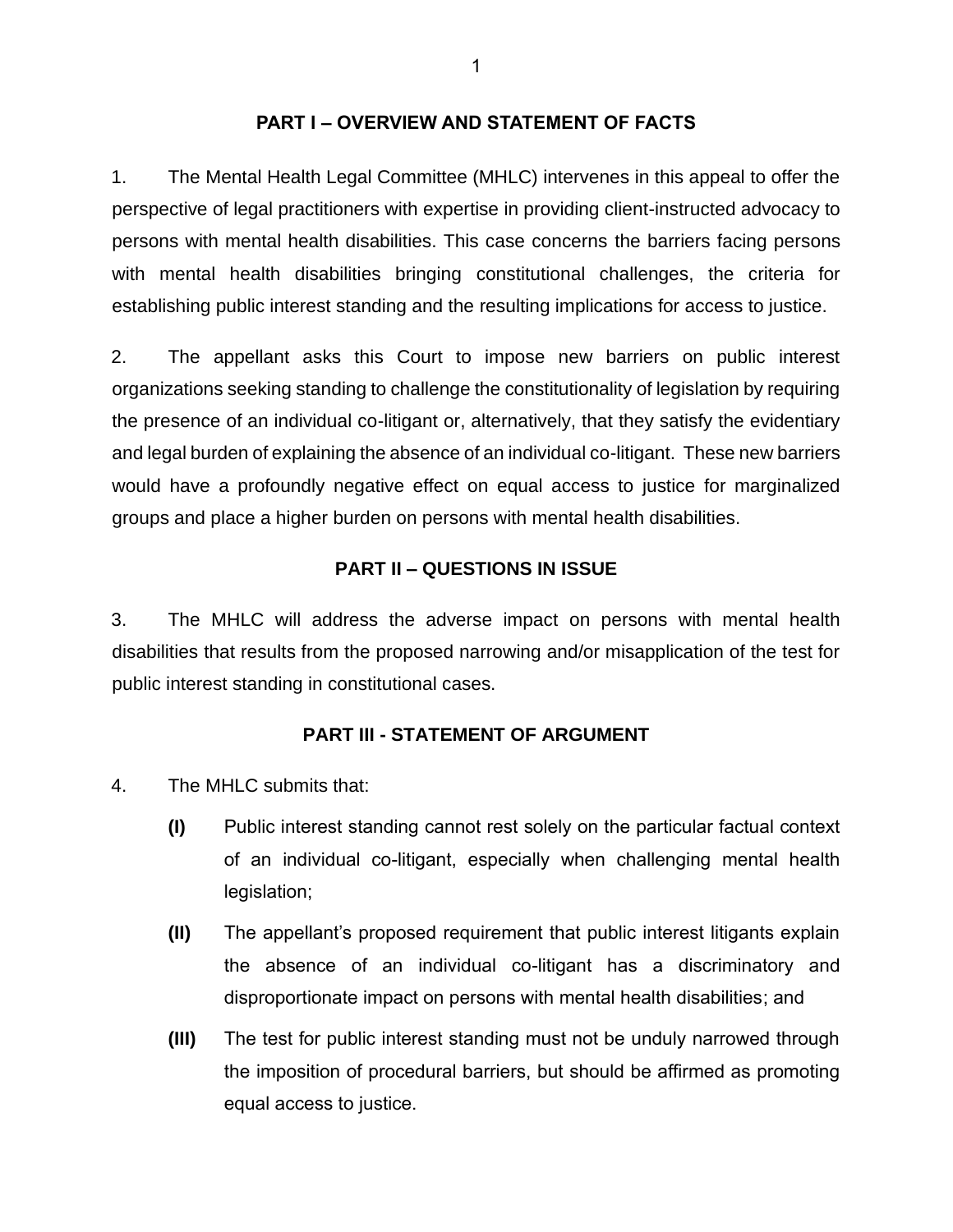## PART I – OVERVIEW AND STATEMENT OF FACTS

1. The Mental Health Legal Committee (MHLC) intervenes in this appeal to offer the perspective of legal practitioners with expertise in providing client-instructed advocacy to persons with mental health disabilities. This case concerns the barriers facing persons with mental health disabilities bringing constitutional challenges, the criteria for establishing public interest standing and the resulting implications for access to justice.

2. The appellant asks this Court to impose new barriers on public interest organizations seeking standing to challenge the constitutionality of legislation by requiring the presence of an individual co-litigant or, alternatively, that they satisfy the evidentiary and legal burden of explaining the absence of an individual co-litigant. These new barriers would have a profoundly negative effect on equal access to justice for marginalized groups and place a higher burden on persons with mental health disabilities.

## PART II – QUESTIONS IN ISSUE

3. The MHLC will address the adverse impact on persons with mental health disabilities that results from the proposed narrowing and/or misapplication of the test for public interest standing in constitutional cases.

## PART III - STATEMENT OF ARGUMENT

4. The MHLC submits that:

   **(I)** Public interest standing cannot rest solely on the particular factual context of an individual co-litigant, especially when challenging mental health legislation;

   **(II)** The appellant's proposed requirement that public interest litigants explain the absence of an individual co-litigant has a discriminatory and disproportionate impact on persons with mental health disabilities; and

   **(III)** The test for public interest standing must not be unduly narrowed through the imposition of procedural barriers, but should be affirmed as promoting equal access to justice.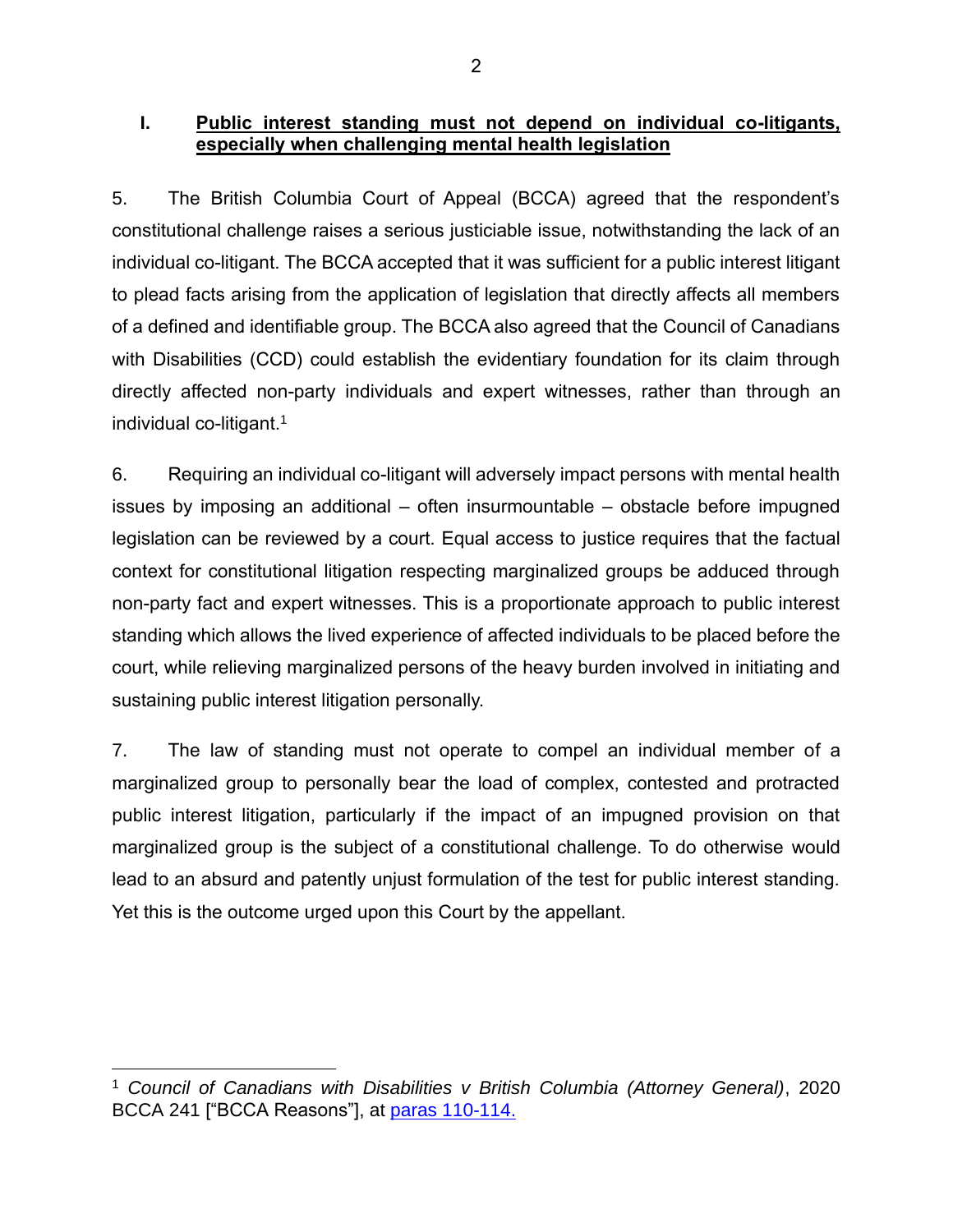## I. Public interest standing must not depend on individual co-litigants, especially when challenging mental health legislation

5. The British Columbia Court of Appeal (BCCA) agreed that the respondent's constitutional challenge raises a serious justiciable issue, notwithstanding the lack of an individual co-litigant. The BCCA accepted that it was sufficient for a public interest litigant to plead facts arising from the application of legislation that directly affects all members of a defined and identifiable group. The BCCA also agreed that the Council of Canadians with Disabilities (CCD) could establish the evidentiary foundation for its claim through directly affected non-party individuals and expert witnesses, rather than through an individual co-litigant.[1]

6. Requiring an individual co-litigant will adversely impact persons with mental health issues by imposing an additional – often insurmountable – obstacle before impugned legislation can be reviewed by a court. Equal access to justice requires that the factual context for constitutional litigation respecting marginalized groups be adduced through non-party fact and expert witnesses. This is a proportionate approach to public interest standing which allows the lived experience of affected individuals to be placed before the court, while relieving marginalized persons of the heavy burden involved in initiating and sustaining public interest litigation personally.

7. The law of standing must not operate to compel an individual member of a marginalized group to personally bear the load of complex, contested and protracted public interest litigation, particularly if the impact of an impugned provision on that marginalized group is the subject of a constitutional challenge. To do otherwise would lead to an absurd and patently unjust formulation of the test for public interest standing. Yet this is the outcome urged upon this Court by the appellant.

---

[1] *Council of Canadians with Disabilities v British Columbia (Attorney General)*, 2020 BCCA 241 ["BCCA Reasons"], at paras 110-114.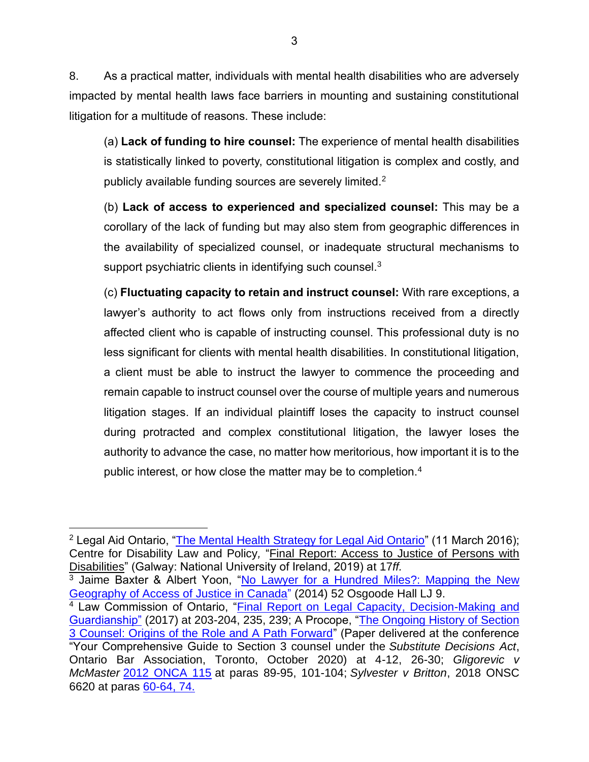8. As a practical matter, individuals with mental health disabilities who are adversely impacted by mental health laws face barriers in mounting and sustaining constitutional litigation for a multitude of reasons. These include:

(a) **Lack of funding to hire counsel:** The experience of mental health disabilities is statistically linked to poverty, constitutional litigation is complex and costly, and publicly available funding sources are severely limited.[2]

(b) **Lack of access to experienced and specialized counsel:** This may be a corollary of the lack of funding but may also stem from geographic differences in the availability of specialized counsel, or inadequate structural mechanisms to support psychiatric clients in identifying such counsel.[3]

(c) **Fluctuating capacity to retain and instruct counsel:** With rare exceptions, a lawyer's authority to act flows only from instructions received from a directly affected client who is capable of instructing counsel. This professional duty is no less significant for clients with mental health disabilities. In constitutional litigation, a client must be able to instruct the lawyer to commence the proceeding and remain capable to instruct counsel over the course of multiple years and numerous litigation stages. If an individual plaintiff loses the capacity to instruct counsel during protracted and complex constitutional litigation, the lawyer loses the authority to advance the case, no matter how meritorious, how important it is to the public interest, or how close the matter may be to completion.[4]

---

[2] Legal Aid Ontario, "The Mental Health Strategy for Legal Aid Ontario" (11 March 2016); Centre for Disability Law and Policy, "Final Report: Access to Justice of Persons with Disabilities" (Galway: National University of Ireland, 2019) at 17*ff.*

[3] Jaime Baxter & Albert Yoon, "No Lawyer for a Hundred Miles?: Mapping the New Geography of Access of Justice in Canada" (2014) 52 Osgoode Hall LJ 9.

[4] Law Commission of Ontario, "Final Report on Legal Capacity, Decision-Making and Guardianship" (2017) at 203-204, 235, 239; A Procope, "The Ongoing History of Section 3 Counsel: Origins of the Role and A Path Forward" (Paper delivered at the conference "Your Comprehensive Guide to Section 3 counsel under the *Substitute Decisions Act*, Ontario Bar Association, Toronto, October 2020) at 4-12, 26-30; *Gligorevic v McMaster* 2012 ONCA 115 at paras 89-95, 101-104; *Sylvester v Britton*, 2018 ONSC 6620 at paras 60-64, 74.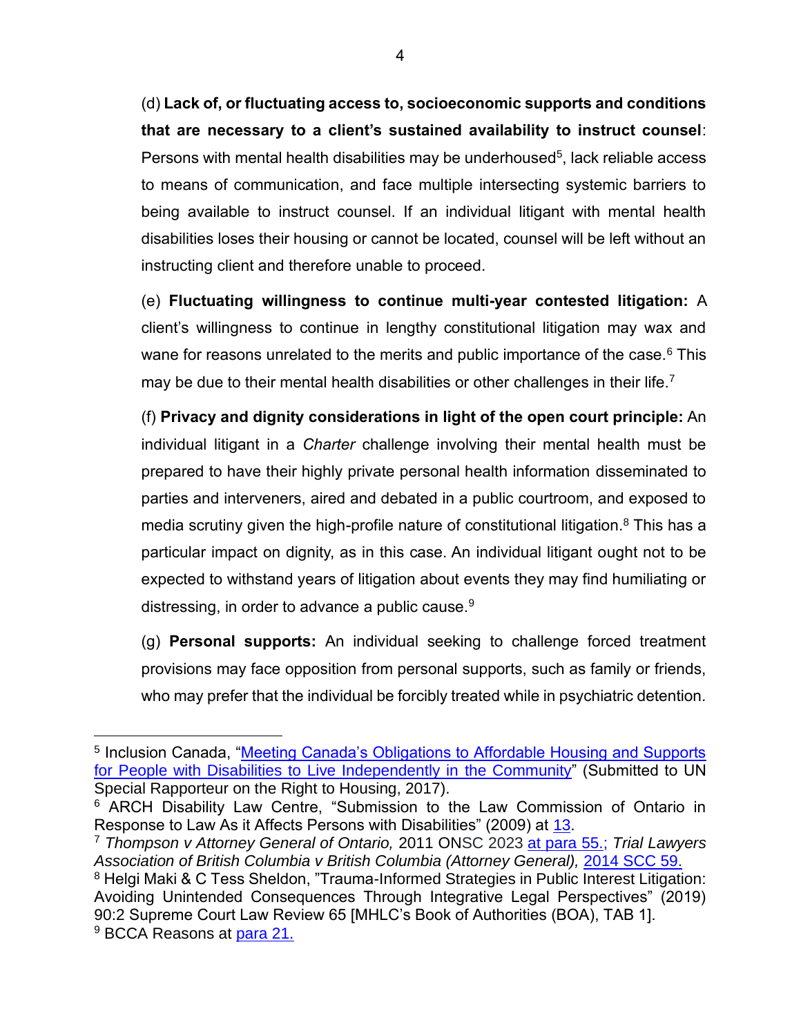(d) **Lack of, or fluctuating access to, socioeconomic supports and conditions that are necessary to a client's sustained availability to instruct counsel**: Persons with mental health disabilities may be underhoused[5], lack reliable access to means of communication, and face multiple intersecting systemic barriers to being available to instruct counsel. If an individual litigant with mental health disabilities loses their housing or cannot be located, counsel will be left without an instructing client and therefore unable to proceed.

(e) **Fluctuating willingness to continue multi-year contested litigation:** A client's willingness to continue in lengthy constitutional litigation may wax and wane for reasons unrelated to the merits and public importance of the case.[6] This may be due to their mental health disabilities or other challenges in their life.[7]

(f) **Privacy and dignity considerations in light of the open court principle:** An individual litigant in a *Charter* challenge involving their mental health must be prepared to have their highly private personal health information disseminated to parties and interveners, aired and debated in a public courtroom, and exposed to media scrutiny given the high-profile nature of constitutional litigation.[8] This has a particular impact on dignity, as in this case. An individual litigant ought not to be expected to withstand years of litigation about events they may find humiliating or distressing, in order to advance a public cause.[9]

(g) **Personal supports:** An individual seeking to challenge forced treatment provisions may face opposition from personal supports, such as family or friends, who may prefer that the individual be forcibly treated while in psychiatric detention.

---

[5] Inclusion Canada, "Meeting Canada's Obligations to Affordable Housing and Supports for People with Disabilities to Live Independently in the Community" (Submitted to UN Special Rapporteur on the Right to Housing, 2017).

[6] ARCH Disability Law Centre, "Submission to the Law Commission of Ontario in Response to Law As it Affects Persons with Disabilities" (2009) at 13.

[7] *Thompson v Attorney General of Ontario,* 2011 ONSC 2023 at para 55.; *Trial Lawyers Association of British Columbia v British Columbia (Attorney General),* 2014 SCC 59.

[8] Helgi Maki & C Tess Sheldon, "Trauma-Informed Strategies in Public Interest Litigation: Avoiding Unintended Consequences Through Integrative Legal Perspectives" (2019) 90:2 Supreme Court Law Review 65 [MHLC's Book of Authorities (BOA), TAB 1].

[9] BCCA Reasons at para 21.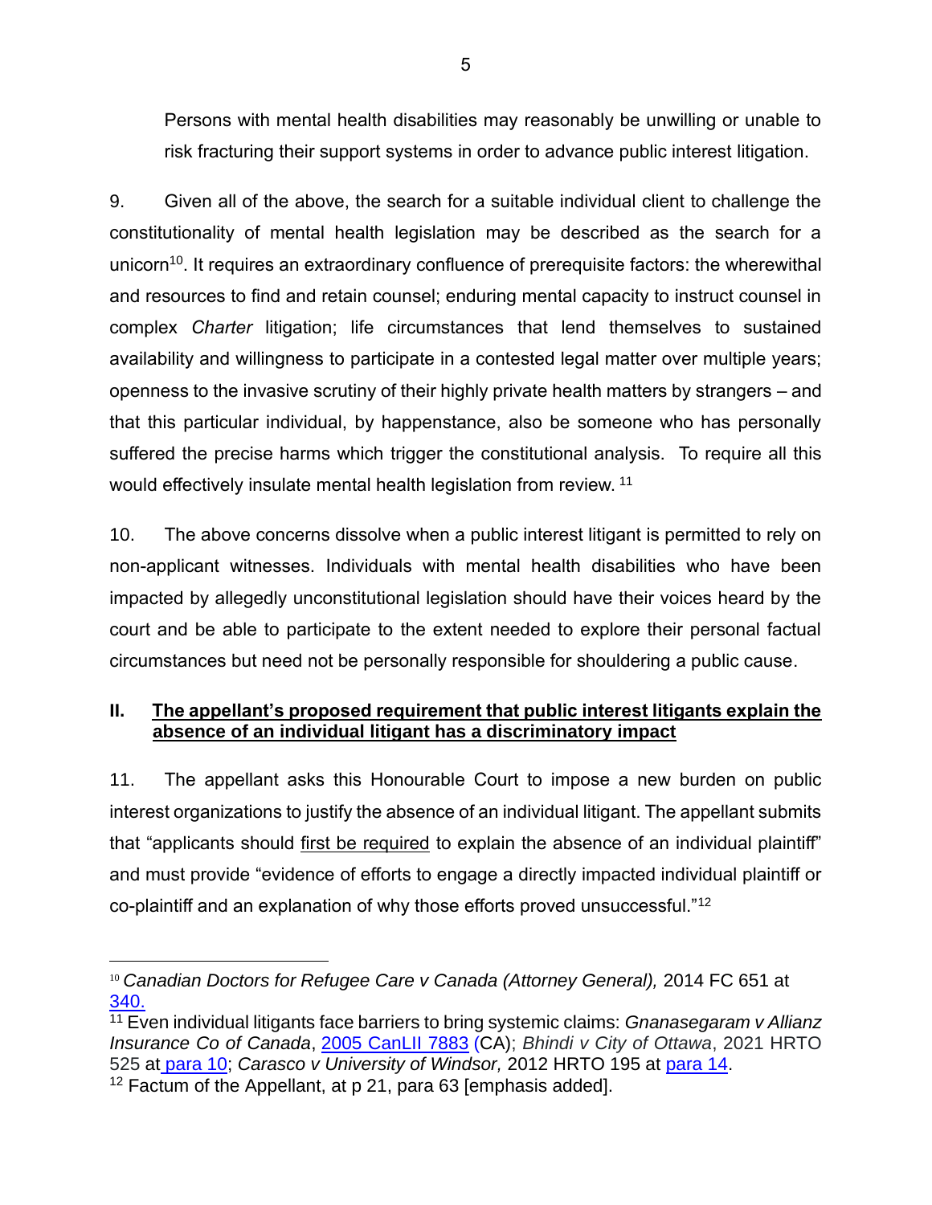Persons with mental health disabilities may reasonably be unwilling or unable to risk fracturing their support systems in order to advance public interest litigation.

9. Given all of the above, the search for a suitable individual client to challenge the constitutionality of mental health legislation may be described as the search for a unicorn[10]. It requires an extraordinary confluence of prerequisite factors: the wherewithal and resources to find and retain counsel; enduring mental capacity to instruct counsel in complex *Charter* litigation; life circumstances that lend themselves to sustained availability and willingness to participate in a contested legal matter over multiple years; openness to the invasive scrutiny of their highly private health matters by strangers – and that this particular individual, by happenstance, also be someone who has personally suffered the precise harms which trigger the constitutional analysis. To require all this would effectively insulate mental health legislation from review. [11]

10. The above concerns dissolve when a public interest litigant is permitted to rely on non-applicant witnesses. Individuals with mental health disabilities who have been impacted by allegedly unconstitutional legislation should have their voices heard by the court and be able to participate to the extent needed to explore their personal factual circumstances but need not be personally responsible for shouldering a public cause.

## II. The appellant's proposed requirement that public interest litigants explain the absence of an individual litigant has a discriminatory impact

11. The appellant asks this Honourable Court to impose a new burden on public interest organizations to justify the absence of an individual litigant. The appellant submits that "applicants should first be required to explain the absence of an individual plaintiff" and must provide "evidence of efforts to engage a directly impacted individual plaintiff or co-plaintiff and an explanation of why those efforts proved unsuccessful."[12]

---

[10] *Canadian Doctors for Refugee Care v Canada (Attorney General),* 2014 FC 651 at 340.

[11] Even individual litigants face barriers to bring systemic claims: *Gnanasegaram v Allianz Insurance Co of Canada*, 2005 CanLII 7883 (CA); *Bhindi v City of Ottawa*, 2021 HRTO 525 at para 10; *Carasco v University of Windsor,* 2012 HRTO 195 at para 14.

[12] Factum of the Appellant, at p 21, para 63 [emphasis added].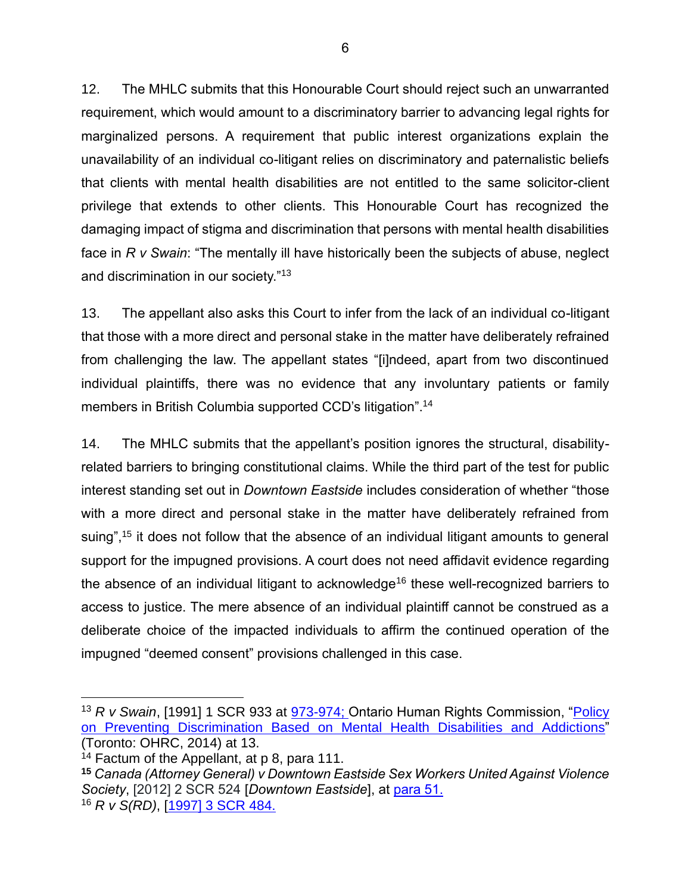12. The MHLC submits that this Honourable Court should reject such an unwarranted requirement, which would amount to a discriminatory barrier to advancing legal rights for marginalized persons. A requirement that public interest organizations explain the unavailability of an individual co-litigant relies on discriminatory and paternalistic beliefs that clients with mental health disabilities are not entitled to the same solicitor-client privilege that extends to other clients. This Honourable Court has recognized the damaging impact of stigma and discrimination that persons with mental health disabilities face in *R v Swain*: "The mentally ill have historically been the subjects of abuse, neglect and discrimination in our society."[13]

13. The appellant also asks this Court to infer from the lack of an individual co-litigant that those with a more direct and personal stake in the matter have deliberately refrained from challenging the law. The appellant states "[i]ndeed, apart from two discontinued individual plaintiffs, there was no evidence that any involuntary patients or family members in British Columbia supported CCD's litigation".[14]

14. The MHLC submits that the appellant's position ignores the structural, disability-related barriers to bringing constitutional claims. While the third part of the test for public interest standing set out in *Downtown Eastside* includes consideration of whether "those with a more direct and personal stake in the matter have deliberately refrained from suing",[15] it does not follow that the absence of an individual litigant amounts to general support for the impugned provisions. A court does not need affidavit evidence regarding the absence of an individual litigant to acknowledge[16] these well-recognized barriers to access to justice. The mere absence of an individual plaintiff cannot be construed as a deliberate choice of the impacted individuals to affirm the continued operation of the impugned "deemed consent" provisions challenged in this case.

---

[13] *R v Swain*, [1991] 1 SCR 933 at [973-974;](#) Ontario Human Rights Commission, "[Policy on Preventing Discrimination Based on Mental Health Disabilities and Addictions](#)" (Toronto: OHRC, 2014) at 13.

[14] Factum of the Appellant, at p 8, para 111.

**[15]** *Canada (Attorney General) v Downtown Eastside Sex Workers United Against Violence Society*, [2012] 2 SCR 524 [*Downtown Eastside*], at [para 51.](#)

[16] *R v S(RD)*, [[1997] 3 SCR 484.](#)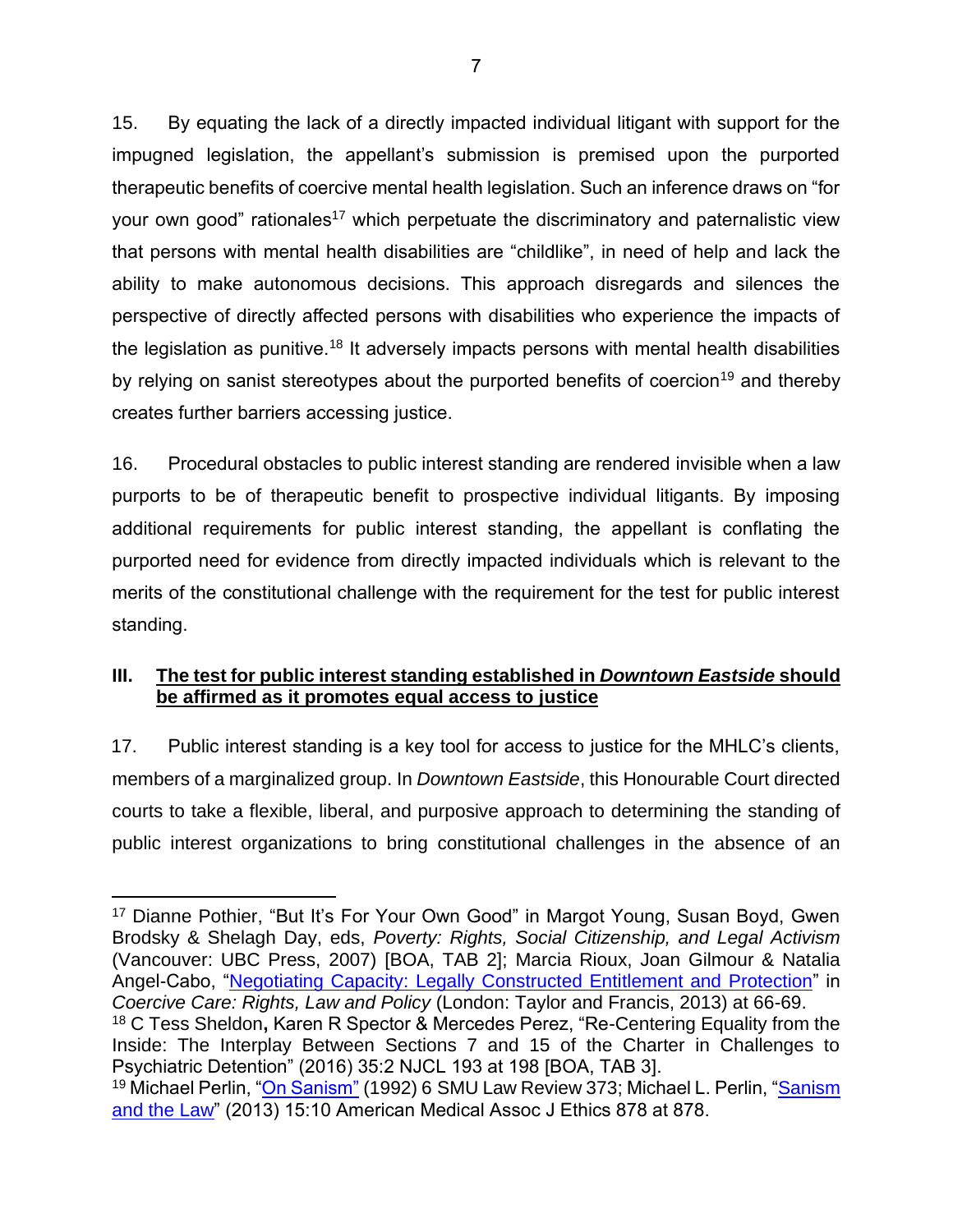15. By equating the lack of a directly impacted individual litigant with support for the impugned legislation, the appellant's submission is premised upon the purported therapeutic benefits of coercive mental health legislation. Such an inference draws on "for your own good" rationales[17] which perpetuate the discriminatory and paternalistic view that persons with mental health disabilities are "childlike", in need of help and lack the ability to make autonomous decisions. This approach disregards and silences the perspective of directly affected persons with disabilities who experience the impacts of the legislation as punitive.[18] It adversely impacts persons with mental health disabilities by relying on sanist stereotypes about the purported benefits of coercion[19] and thereby creates further barriers accessing justice.

16. Procedural obstacles to public interest standing are rendered invisible when a law purports to be of therapeutic benefit to prospective individual litigants. By imposing additional requirements for public interest standing, the appellant is conflating the purported need for evidence from directly impacted individuals which is relevant to the merits of the constitutional challenge with the requirement for the test for public interest standing.

## III. <u>The test for public interest standing established in *Downtown Eastside* should be affirmed as it promotes equal access to justice</u>

17. Public interest standing is a key tool for access to justice for the MHLC's clients, members of a marginalized group. In *Downtown Eastside*, this Honourable Court directed courts to take a flexible, liberal, and purposive approach to determining the standing of public interest organizations to bring constitutional challenges in the absence of an

---

[17] Dianne Pothier, "But It's For Your Own Good" in Margot Young, Susan Boyd, Gwen Brodsky & Shelagh Day, eds, *Poverty: Rights, Social Citizenship, and Legal Activism* (Vancouver: UBC Press, 2007) [BOA, TAB 2]; Marcia Rioux, Joan Gilmour & Natalia Angel-Cabo, "Negotiating Capacity: Legally Constructed Entitlement and Protection" in *Coercive Care: Rights, Law and Policy* (London: Taylor and Francis, 2013) at 66-69.

[18] C Tess Sheldon, Karen R Spector & Mercedes Perez, "Re-Centering Equality from the Inside: The Interplay Between Sections 7 and 15 of the Charter in Challenges to Psychiatric Detention" (2016) 35:2 NJCL 193 at 198 [BOA, TAB 3].

[19] Michael Perlin, "On Sanism" (1992) 6 SMU Law Review 373; Michael L. Perlin, "Sanism and the Law" (2013) 15:10 American Medical Assoc J Ethics 878 at 878.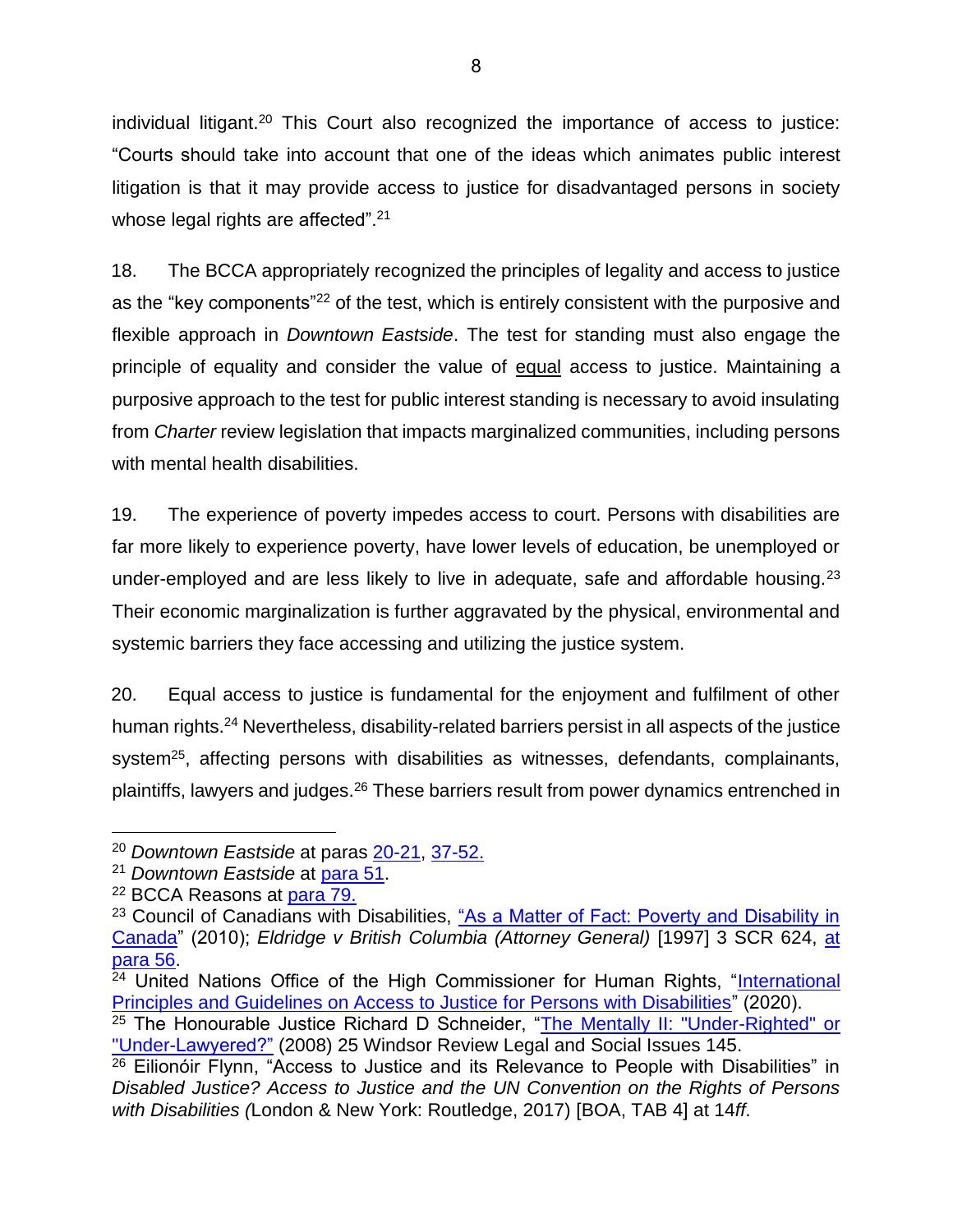individual litigant.[20] This Court also recognized the importance of access to justice: "Courts should take into account that one of the ideas which animates public interest litigation is that it may provide access to justice for disadvantaged persons in society whose legal rights are affected".[21]

18. The BCCA appropriately recognized the principles of legality and access to justice as the "key components"[22] of the test, which is entirely consistent with the purposive and flexible approach in *Downtown Eastside*. The test for standing must also engage the principle of equality and consider the value of <u>equal</u> access to justice. Maintaining a purposive approach to the test for public interest standing is necessary to avoid insulating from *Charter* review legislation that impacts marginalized communities, including persons with mental health disabilities.

19. The experience of poverty impedes access to court. Persons with disabilities are far more likely to experience poverty, have lower levels of education, be unemployed or under-employed and are less likely to live in adequate, safe and affordable housing.[23] Their economic marginalization is further aggravated by the physical, environmental and systemic barriers they face accessing and utilizing the justice system.

20. Equal access to justice is fundamental for the enjoyment and fulfilment of other human rights.[24] Nevertheless, disability-related barriers persist in all aspects of the justice system[25], affecting persons with disabilities as witnesses, defendants, complainants, plaintiffs, lawyers and judges.[26] These barriers result from power dynamics entrenched in

---

[20] *Downtown Eastside* at paras 20-21, 37-52.

[21] *Downtown Eastside* at para 51.

[22] BCCA Reasons at para 79.

[23] Council of Canadians with Disabilities, "As a Matter of Fact: Poverty and Disability in Canada" (2010); *Eldridge v British Columbia (Attorney General)* [1997] 3 SCR 624, at para 56.

[24] United Nations Office of the High Commissioner for Human Rights, "International Principles and Guidelines on Access to Justice for Persons with Disabilities" (2020).

[25] The Honourable Justice Richard D Schneider, "The Mentally Il: "Under-Righted" or "Under-Lawyered?" (2008) 25 Windsor Review Legal and Social Issues 145.

[26] Eilionóir Flynn, "Access to Justice and its Relevance to People with Disabilities" in *Disabled Justice? Access to Justice and the UN Convention on the Rights of Persons with Disabilities* (London & New York: Routledge, 2017) [BOA, TAB 4] at 14*ff*.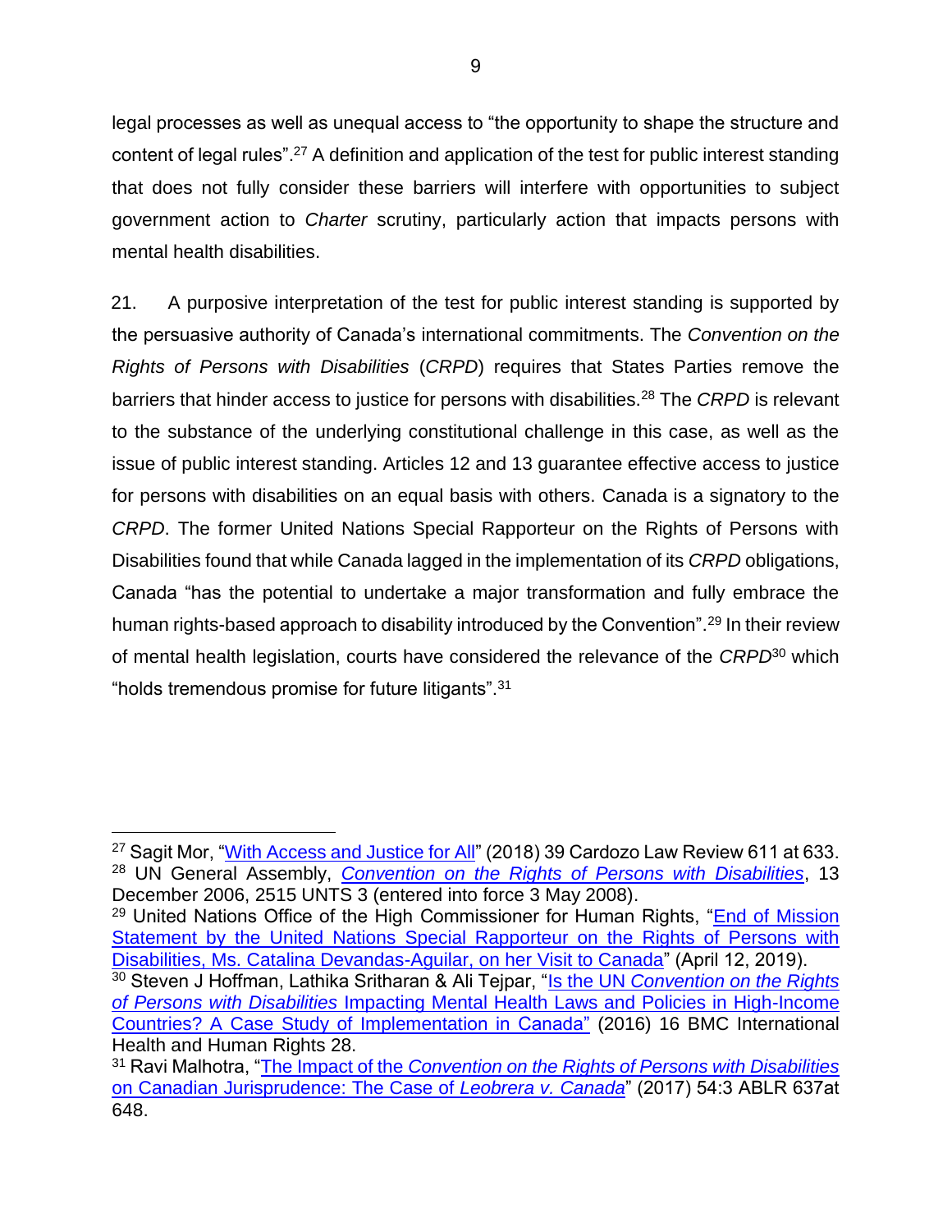legal processes as well as unequal access to "the opportunity to shape the structure and content of legal rules".[27] A definition and application of the test for public interest standing that does not fully consider these barriers will interfere with opportunities to subject government action to *Charter* scrutiny, particularly action that impacts persons with mental health disabilities.

21. A purposive interpretation of the test for public interest standing is supported by the persuasive authority of Canada's international commitments. The *Convention on the Rights of Persons with Disabilities* (*CRPD*) requires that States Parties remove the barriers that hinder access to justice for persons with disabilities.[28] The *CRPD* is relevant to the substance of the underlying constitutional challenge in this case, as well as the issue of public interest standing. Articles 12 and 13 guarantee effective access to justice for persons with disabilities on an equal basis with others. Canada is a signatory to the *CRPD*. The former United Nations Special Rapporteur on the Rights of Persons with Disabilities found that while Canada lagged in the implementation of its *CRPD* obligations, Canada "has the potential to undertake a major transformation and fully embrace the human rights-based approach to disability introduced by the Convention".[29] In their review of mental health legislation, courts have considered the relevance of the *CRPD*[30] which "holds tremendous promise for future litigants".[31]

---

[27] Sagit Mor, "With Access and Justice for All" (2018) 39 Cardozo Law Review 611 at 633.

[28] UN General Assembly, *Convention on the Rights of Persons with Disabilities*, 13 December 2006, 2515 UNTS 3 (entered into force 3 May 2008).

[29] United Nations Office of the High Commissioner for Human Rights, "End of Mission Statement by the United Nations Special Rapporteur on the Rights of Persons with Disabilities, Ms. Catalina Devandas-Aguilar, on her Visit to Canada" (April 12, 2019).

[30] Steven J Hoffman, Lathika Sritharan & Ali Tejpar, "Is the UN *Convention on the Rights of Persons with Disabilities* Impacting Mental Health Laws and Policies in High-Income Countries? A Case Study of Implementation in Canada" (2016) 16 BMC International Health and Human Rights 28.

[31] Ravi Malhotra, "The Impact of the *Convention on the Rights of Persons with Disabilities* on Canadian Jurisprudence: The Case of *Leobrera v. Canada*" (2017) 54:3 ABLR 637at 648.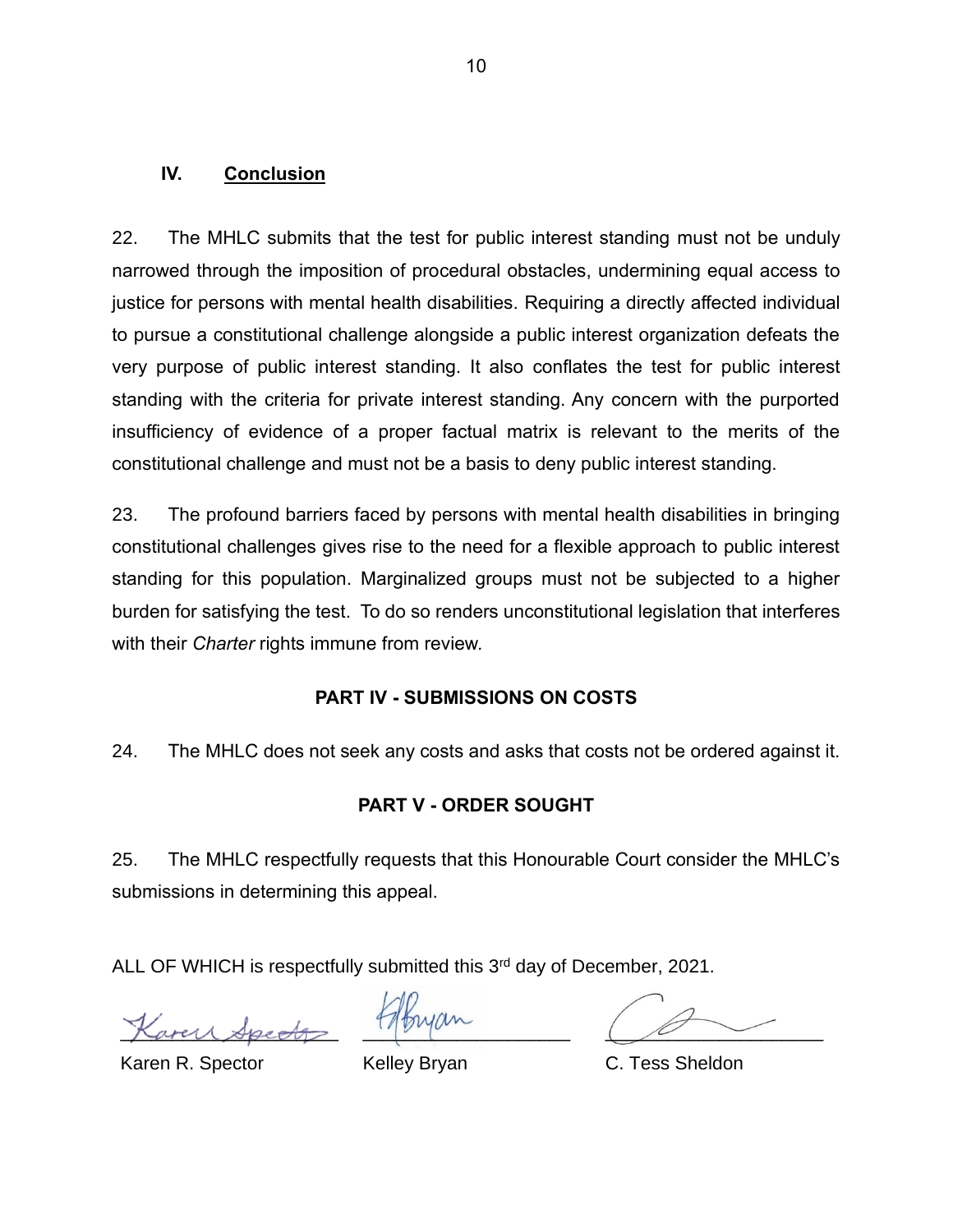## IV. Conclusion

22. The MHLC submits that the test for public interest standing must not be unduly narrowed through the imposition of procedural obstacles, undermining equal access to justice for persons with mental health disabilities. Requiring a directly affected individual to pursue a constitutional challenge alongside a public interest organization defeats the very purpose of public interest standing. It also conflates the test for public interest standing with the criteria for private interest standing. Any concern with the purported insufficiency of evidence of a proper factual matrix is relevant to the merits of the constitutional challenge and must not be a basis to deny public interest standing.

23. The profound barriers faced by persons with mental health disabilities in bringing constitutional challenges gives rise to the need for a flexible approach to public interest standing for this population. Marginalized groups must not be subjected to a higher burden for satisfying the test. To do so renders unconstitutional legislation that interferes with their *Charter* rights immune from review.

## PART IV - SUBMISSIONS ON COSTS

24. The MHLC does not seek any costs and asks that costs not be ordered against it.

## PART V - ORDER SOUGHT

25. The MHLC respectfully requests that this Honourable Court consider the MHLC's submissions in determining this appeal.

ALL OF WHICH is respectfully submitted this 3rd day of December, 2021.

| Karen R. Spector | Kelley Bryan | C. Tess Sheldon |
|---|---|---|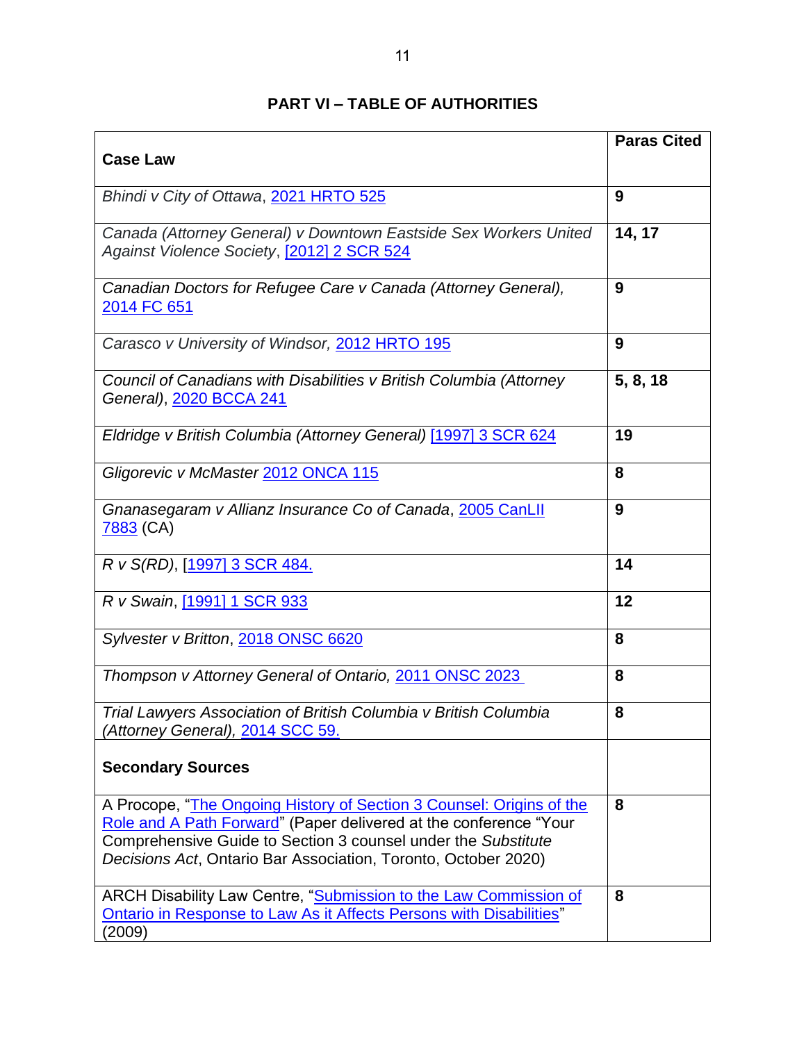## PART VI – TABLE OF AUTHORITIES

| **Case Law** | **Paras Cited** |
|---|---|
| *Bhindi v City of Ottawa*, 2021 HRTO 525 | **9** |
| *Canada (Attorney General) v Downtown Eastside Sex Workers United Against Violence Society*, [2012] 2 SCR 524 | **14, 17** |
| *Canadian Doctors for Refugee Care v Canada (Attorney General),* 2014 FC 651 | **9** |
| *Carasco v University of Windsor,* 2012 HRTO 195 | **9** |
| *Council of Canadians with Disabilities v British Columbia (Attorney General)*, 2020 BCCA 241 | **5, 8, 18** |
| *Eldridge v British Columbia (Attorney General)* [1997] 3 SCR 624 | **19** |
| *Gligorevic v McMaster* 2012 ONCA 115 | **8** |
| *Gnanasegaram v Allianz Insurance Co of Canada*, 2005 CanLII 7883 (CA) | **9** |
| *R v S(RD)*, [1997] 3 SCR 484. | **14** |
| *R v Swain*, [1991] 1 SCR 933 | **12** |
| *Sylvester v Britton*, 2018 ONSC 6620 | **8** |
| *Thompson v Attorney General of Ontario,* 2011 ONSC 2023 | **8** |
| *Trial Lawyers Association of British Columbia v British Columbia (Attorney General),* 2014 SCC 59. | **8** |
| **Secondary Sources** | |
| A Procope, "The Ongoing History of Section 3 Counsel: Origins of the Role and A Path Forward" (Paper delivered at the conference "Your Comprehensive Guide to Section 3 counsel under the *Substitute Decisions Act*, Ontario Bar Association, Toronto, October 2020) | **8** |
| ARCH Disability Law Centre, "Submission to the Law Commission of Ontario in Response to Law As it Affects Persons with Disabilities" (2009) | **8** |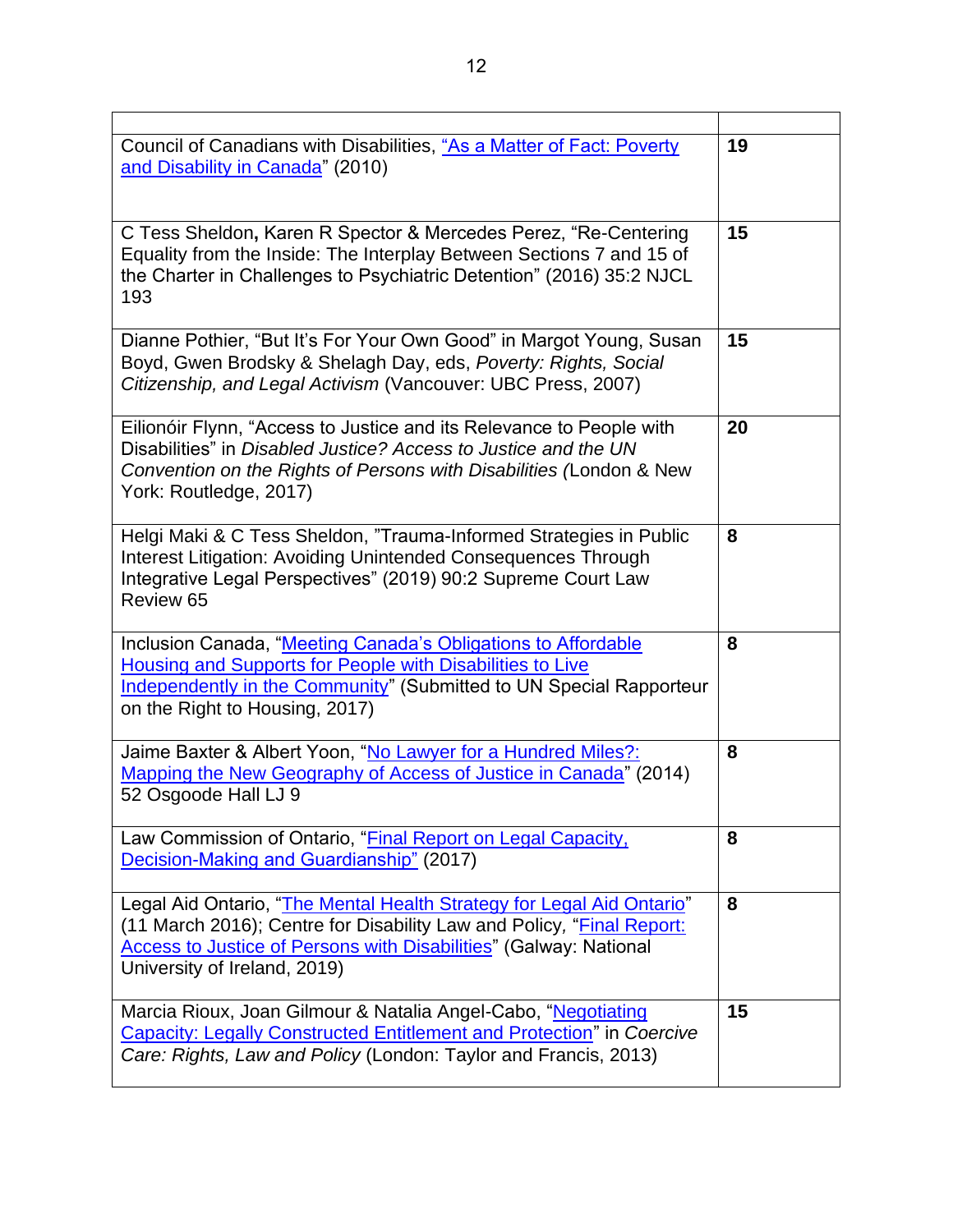| | |
|---|---|
| Council of Canadians with Disabilities, "As a Matter of Fact: Poverty and Disability in Canada" (2010) | **19** |
| C Tess Sheldon**,** Karen R Spector & Mercedes Perez, "Re-Centering Equality from the Inside: The Interplay Between Sections 7 and 15 of the Charter in Challenges to Psychiatric Detention" (2016) 35:2 NJCL 193 | **15** |
| Dianne Pothier, "But It's For Your Own Good" in Margot Young, Susan Boyd, Gwen Brodsky & Shelagh Day, eds, *Poverty: Rights, Social Citizenship, and Legal Activism* (Vancouver: UBC Press, 2007) | **15** |
| Eilionóir Flynn, "Access to Justice and its Relevance to People with Disabilities" in *Disabled Justice? Access to Justice and the UN Convention on the Rights of Persons with Disabilities (*London & New York: Routledge, 2017) | **20** |
| Helgi Maki & C Tess Sheldon, "Trauma-Informed Strategies in Public Interest Litigation: Avoiding Unintended Consequences Through Integrative Legal Perspectives" (2019) 90:2 Supreme Court Law Review 65 | **8** |
| Inclusion Canada, "Meeting Canada's Obligations to Affordable Housing and Supports for People with Disabilities to Live Independently in the Community" (Submitted to UN Special Rapporteur on the Right to Housing, 2017) | **8** |
| Jaime Baxter & Albert Yoon, "No Lawyer for a Hundred Miles?: Mapping the New Geography of Access of Justice in Canada" (2014) 52 Osgoode Hall LJ 9 | **8** |
| Law Commission of Ontario, "Final Report on Legal Capacity, Decision-Making and Guardianship" (2017) | **8** |
| Legal Aid Ontario, "The Mental Health Strategy for Legal Aid Ontario" (11 March 2016); Centre for Disability Law and Policy, "Final Report: Access to Justice of Persons with Disabilities" (Galway: National University of Ireland, 2019) | **8** |
| Marcia Rioux, Joan Gilmour & Natalia Angel-Cabo, "Negotiating Capacity: Legally Constructed Entitlement and Protection" in *Coercive Care: Rights, Law and Policy* (London: Taylor and Francis, 2013) | **15** |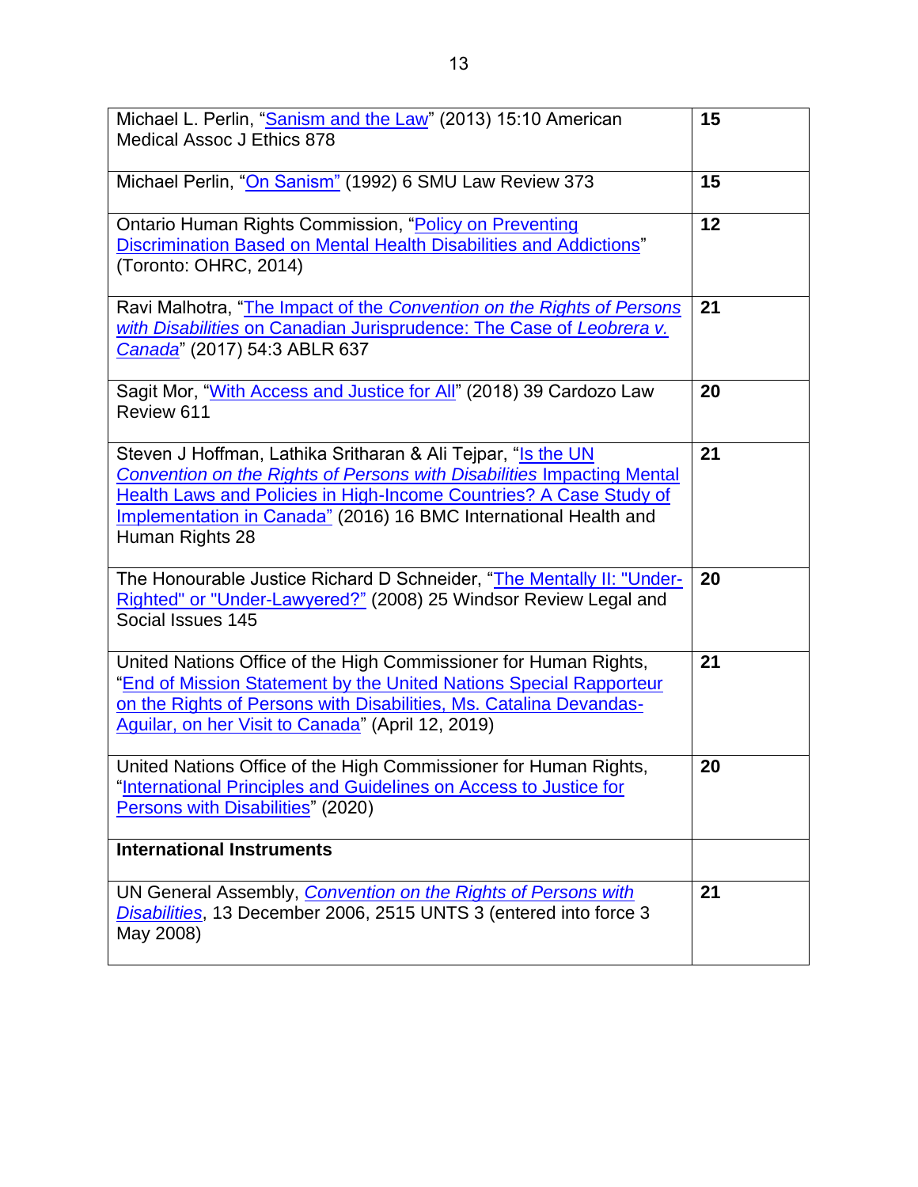| | |
|---|---|
| Michael L. Perlin, "Sanism and the Law" (2013) 15:10 American Medical Assoc J Ethics 878 | **15** |
| Michael Perlin, "On Sanism" (1992) 6 SMU Law Review 373 | **15** |
| Ontario Human Rights Commission, "Policy on Preventing Discrimination Based on Mental Health Disabilities and Addictions" (Toronto: OHRC, 2014) | **12** |
| Ravi Malhotra, "The Impact of the *Convention on the Rights of Persons with Disabilities* on Canadian Jurisprudence: The Case of *Leobrera v. Canada*" (2017) 54:3 ABLR 637 | **21** |
| Sagit Mor, "With Access and Justice for All" (2018) 39 Cardozo Law Review 611 | **20** |
| Steven J Hoffman, Lathika Sritharan & Ali Tejpar, "Is the UN *Convention on the Rights of Persons with Disabilities* Impacting Mental Health Laws and Policies in High-Income Countries? A Case Study of Implementation in Canada" (2016) 16 BMC International Health and Human Rights 28 | **21** |
| The Honourable Justice Richard D Schneider, "The Mentally Il: "Under-Righted" or "Under-Lawyered?" (2008) 25 Windsor Review Legal and Social Issues 145 | **20** |
| United Nations Office of the High Commissioner for Human Rights, "End of Mission Statement by the United Nations Special Rapporteur on the Rights of Persons with Disabilities, Ms. Catalina Devandas-Aguilar, on her Visit to Canada" (April 12, 2019) | **21** |
| United Nations Office of the High Commissioner for Human Rights, "International Principles and Guidelines on Access to Justice for Persons with Disabilities" (2020) | **20** |
| **International Instruments** | |
| UN General Assembly, *Convention on the Rights of Persons with Disabilities*, 13 December 2006, 2515 UNTS 3 (entered into force 3 May 2008) | **21** |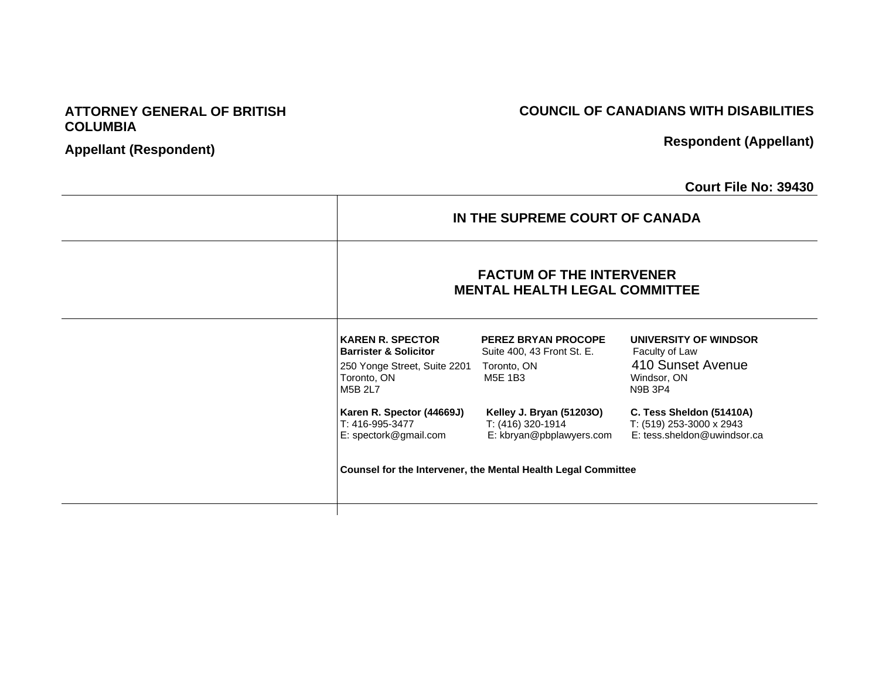**ATTORNEY GENERAL OF BRITISH COLUMBIA**

**Appellant (Respondent)**

**COUNCIL OF CANADIANS WITH DISABILITIES**

**Respondent (Appellant)**

**Court File No: 39430**

**IN THE SUPREME COURT OF CANADA**

**FACTUM OF THE INTERVENER**
**MENTAL HEALTH LEGAL COMMITTEE**

**KAREN R. SPECTOR**
**Barrister & Solicitor**
250 Yonge Street, Suite 2201
Toronto, ON
M5B 2L7

**Karen R. Spector (44669J)**
T: 416-995-3477
E: spectork@gmail.com

**PEREZ BRYAN PROCOPE**
Suite 400, 43 Front St. E.
Toronto, ON
M5E 1B3

**Kelley J. Bryan (51203O)**
T: (416) 320-1914
E: kbryan@pbplawyers.com

**UNIVERSITY OF WINDSOR**
Faculty of Law
410 Sunset Avenue
Windsor, ON
N9B 3P4

**C. Tess Sheldon (51410A)**
T: (519) 253-3000 x 2943
E: tess.sheldon@uwindsor.ca

**Counsel for the Intervener, the Mental Health Legal Committee**